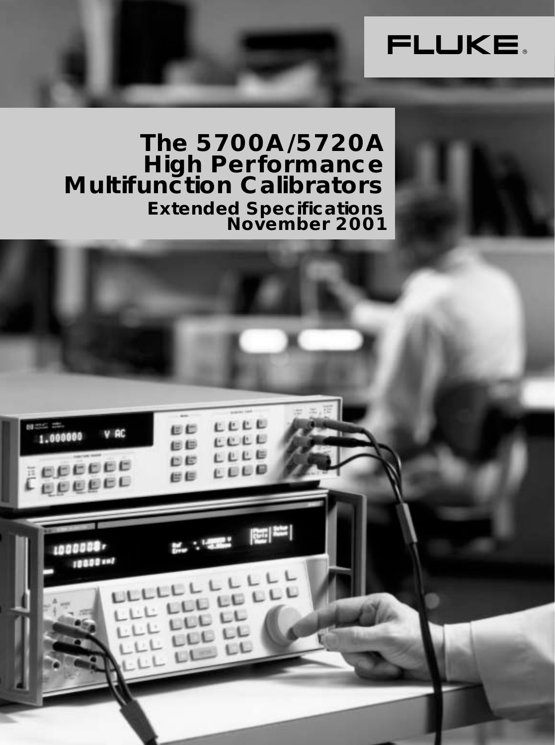FLUKE®

# The 5700A/5720A High Performance Multifunction Calibrators

## Extended Specifications November 2001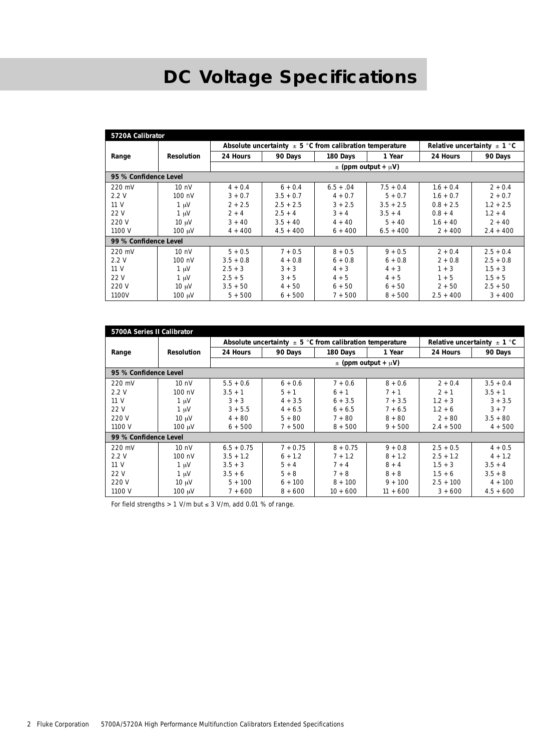# DC Voltage Specifications

| 5720A Calibrator | | | | | | | |
|---|---|---|---|---|---|---|---|
| | | Absolute uncertainty ± 5 °C from calibration temperature | | | | Relative uncertainty ± 1 °C | |
| Range | Resolution | 24 Hours | 90 Days | 180 Days | 1 Year | 24 Hours | 90 Days |
| | | ± (ppm output + μV) | | | | | |
| **95 % Confidence Level** | | | | | | | |
| 220 mV | 10 nV | 4 + 0.4 | 6 + 0.4 | 6.5 + .04 | 7.5 + 0.4 | 1.6 + 0.4 | 2 + 0.4 |
| 2.2 V | 100 nV | 3 + 0.7 | 3.5 + 0.7 | 4 + 0.7 | 5 + 0.7 | 1.6 + 0.7 | 2 + 0.7 |
| 11 V | 1 μV | 2 + 2.5 | 2.5 + 2.5 | 3 + 2.5 | 3.5 + 2.5 | 0.8 + 2.5 | 1.2 + 2.5 |
| 22 V | 1 μV | 2 + 4 | 2.5 + 4 | 3 + 4 | 3.5 + 4 | 0.8 + 4 | 1.2 + 4 |
| 220 V | 10 μV | 3 + 40 | 3.5 + 40 | 4 + 40 | 5 + 40 | 1.6 + 40 | 2 + 40 |
| 1100 V | 100 μV | 4 + 400 | 4.5 + 400 | 6 + 400 | 6.5 + 400 | 2 + 400 | 2.4 + 400 |
| **99 % Confidence Level** | | | | | | | |
| 220 mV | 10 nV | 5 + 0.5 | 7 + 0.5 | 8 + 0.5 | 9 + 0.5 | 2 + 0.4 | 2.5 + 0.4 |
| 2.2 V | 100 nV | 3.5 + 0.8 | 4 + 0.8 | 6 + 0.8 | 6 + 0.8 | 2 + 0.8 | 2.5 + 0.8 |
| 11 V | 1 μV | 2.5 + 3 | 3 + 3 | 4 + 3 | 4 + 3 | 1 + 3 | 1.5 + 3 |
| 22 V | 1 μV | 2.5 + 5 | 3 + 5 | 4 + 5 | 4 + 5 | 1 + 5 | 1.5 + 5 |
| 220 V | 10 μV | 3.5 + 50 | 4 + 50 | 6 + 50 | 6 + 50 | 2 + 50 | 2.5 + 50 |
| 1100V | 100 μV | 5 + 500 | 6 + 500 | 7 + 500 | 8 + 500 | 2.5 + 400 | 3 + 400 |

| 5700A Series II Calibrator | | | | | | | |
|---|---|---|---|---|---|---|---|
| | | Absolute uncertainty ± 5 °C from calibration temperature | | | | Relative uncertainty ± 1 °C | |
| Range | Resolution | 24 Hours | 90 Days | 180 Days | 1 Year | 24 Hours | 90 Days |
| | | ± (ppm output + μV) | | | | | |
| **95 % Confidence Level** | | | | | | | |
| 220 mV | 10 nV | 5.5 + 0.6 | 6 + 0.6 | 7 + 0.6 | 8 + 0.6 | 2 + 0.4 | 3.5 + 0.4 |
| 2.2 V | 100 nV | 3.5 + 1 | 5 + 1 | 6 + 1 | 7 + 1 | 2 + 1 | 3.5 + 1 |
| 11 V | 1 μV | 3 + 3 | 4 + 3.5 | 6 + 3.5 | 7 + 3.5 | 1.2 + 3 | 3 + 3.5 |
| 22 V | 1 μV | 3 + 5.5 | 4 + 6.5 | 6 + 6.5 | 7 + 6.5 | 1.2 + 6 | 3 + 7 |
| 220 V | 10 μV | 4 + 80 | 5 + 80 | 7 + 80 | 8 + 80 | 2 + 80 | 3.5 + 80 |
| 1100 V | 100 μV | 6 + 500 | 7 + 500 | 8 + 500 | 9 + 500 | 2.4 + 500 | 4 + 500 |
| **99 % Confidence Level** | | | | | | | |
| 220 mV | 10 nV | 6.5 + 0.75 | 7 + 0.75 | 8 + 0.75 | 9 + 0.8 | 2.5 + 0.5 | 4 + 0.5 |
| 2.2 V | 100 nV | 3.5 + 1.2 | 6 + 1.2 | 7 + 1.2 | 8 + 1.2 | 2.5 + 1.2 | 4 + 1.2 |
| 11 V | 1 μV | 3.5 + 3 | 5 + 4 | 7 + 4 | 8 + 4 | 1.5 + 3 | 3.5 + 4 |
| 22 V | 1 μV | 3.5 + 6 | 5 + 8 | 7 + 8 | 8 + 8 | 1.5 + 6 | 3.5 + 8 |
| 220 V | 10 μV | 5 + 100 | 6 + 100 | 8 + 100 | 9 + 100 | 2.5 + 100 | 4 + 100 |
| 1100 V | 100 μV | 7 + 600 | 8 + 600 | 10 + 600 | 11 + 600 | 3 + 600 | 4.5 + 600 |

For field strengths > 1 V/m but ≤ 3 V/m, add 0.01 % of range.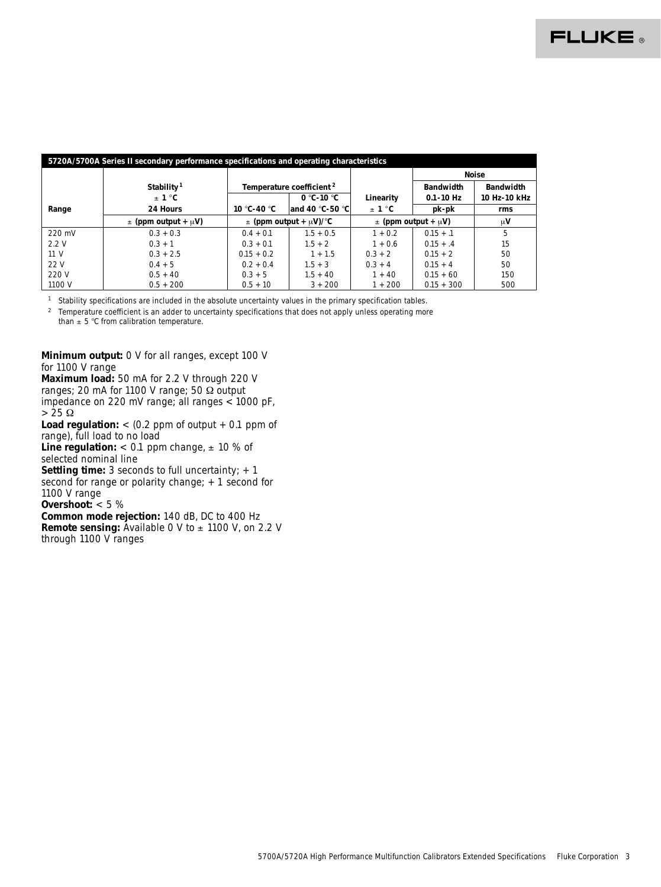**5720A/5700A Series II secondary performance specifications and operating characteristics**

| Range | Stability [1] ± 1 °C 24 Hours | Temperature coefficient [2] | | Linearity ± 1 °C | Noise | |
|---|---|---|---|---|---|---|
| | | 10 °C-40 °C | 0 °C-10 °C and 40 °C-50 °C | | Bandwidth 0.1-10 Hz pk-pk | Bandwidth 10 Hz-10 kHz rms |
| | ± (ppm output + μV) | ± (ppm output + μV)/°C | | ± (ppm output + μV) | | μV |
| 220 mV | 0.3 + 0.3 | 0.4 + 0.1 | 1.5 + 0.5 | 1 + 0.2 | 0.15 + .1 | 5 |
| 2.2 V | 0.3 + 1 | 0.3 + 0.1 | 1.5 + 2 | 1 + 0.6 | 0.15 + .4 | 15 |
| 11 V | 0.3 + 2.5 | 0.15 + 0.2 | 1 + 1.5 | 0.3 + 2 | 0.15 + 2 | 50 |
| 22 V | 0.4 + 5 | 0.2 + 0.4 | 1.5 + 3 | 0.3 + 4 | 0.15 + 4 | 50 |
| 220 V | 0.5 + 40 | 0.3 + 5 | 1.5 + 40 | 1 + 40 | 0.15 + 60 | 150 |
| 1100 V | 0.5 + 200 | 0.5 + 10 | 3 + 200 | 1 + 200 | 0.15 + 300 | 500 |

[1] Stability specifications are included in the absolute uncertainty values in the primary specification tables.

[2] Temperature coefficient is an adder to uncertainty specifications that does not apply unless operating more than ± 5 °C from calibration temperature.

**Minimum output:** 0 V for all ranges, except 100 V for 1100 V range
**Maximum load:** 50 mA for 2.2 V through 220 V ranges; 20 mA for 1100 V range; 50 Ω output impedance on 220 mV range; all ranges < 1000 pF, > 25 Ω
**Load regulation:** < (0.2 ppm of output + 0.1 ppm of range), full load to no load
**Line regulation:** < 0.1 ppm change, ± 10 % of selected nominal line
**Settling time:** 3 seconds to full uncertainty; + 1 second for range or polarity change; + 1 second for 1100 V range
**Overshoot:** < 5 %
**Common mode rejection:** 140 dB, DC to 400 Hz
**Remote sensing:** Available 0 V to ± 1100 V, on 2.2 V through 1100 V ranges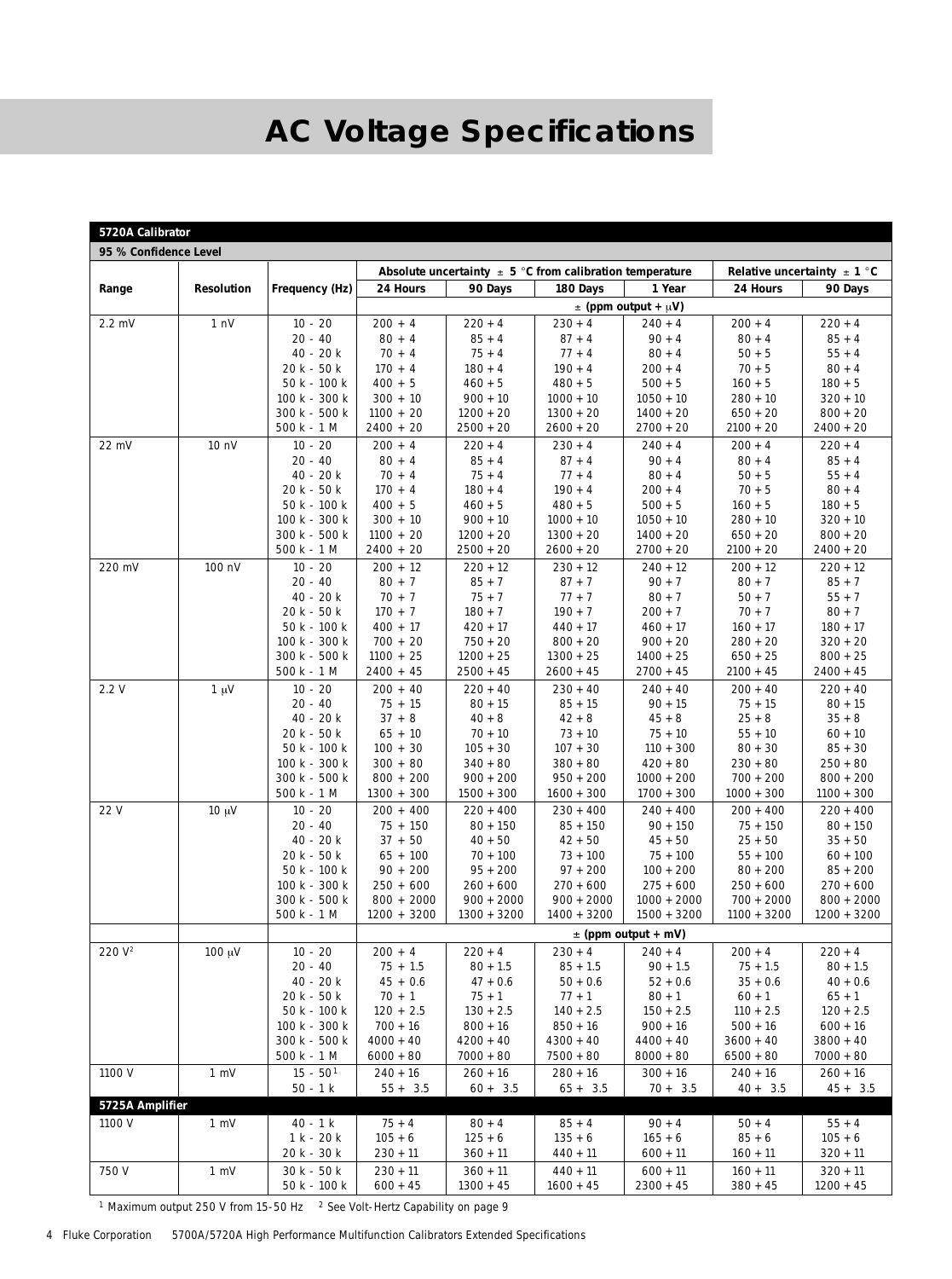# AC Voltage Specifications

| 5720A Calibrator | | | | | | | | |
|---|---|---|---|---|---|---|---|---|
| 95 % Confidence Level | | | | | | | | |
| | | | Absolute uncertainty ± 5 °C from calibration temperature | | | | Relative uncertainty ± 1 °C | |
| Range | Resolution | Frequency (Hz) | 24 Hours | 90 Days | 180 Days | 1 Year | 24 Hours | 90 Days |
| | | | ± (ppm output + μV) | | | | | |
| 2.2 mV | 1 nV | 10 - 20 | 200 + 4 | 220 + 4 | 230 + 4 | 240 + 4 | 200 + 4 | 220 + 4 |
| | | 20 - 40 | 80 + 4 | 85 + 4 | 87 + 4 | 90 + 4 | 80 + 4 | 85 + 4 |
| | | 40 - 20 k | 70 + 4 | 75 + 4 | 77 + 4 | 80 + 4 | 50 + 5 | 55 + 4 |
| | | 20 k - 50 k | 170 + 4 | 180 + 4 | 190 + 4 | 200 + 4 | 70 + 5 | 80 + 4 |
| | | 50 k - 100 k | 400 + 5 | 460 + 5 | 480 + 5 | 500 + 5 | 160 + 5 | 180 + 5 |
| | | 100 k - 300 k | 300 + 10 | 900 + 10 | 1000 + 10 | 1050 + 10 | 280 + 10 | 320 + 10 |
| | | 300 k - 500 k | 1100 + 20 | 1200 + 20 | 1300 + 20 | 1400 + 20 | 650 + 20 | 800 + 20 |
| | | 500 k - 1 M | 2400 + 20 | 2500 + 20 | 2600 + 20 | 2700 + 20 | 2100 + 20 | 2400 + 20 |
| 22 mV | 10 nV | 10 - 20 | 200 + 4 | 220 + 4 | 230 + 4 | 240 + 4 | 200 + 4 | 220 + 4 |
| | | 20 - 40 | 80 + 4 | 85 + 4 | 87 + 4 | 90 + 4 | 80 + 4 | 85 + 4 |
| | | 40 - 20 k | 70 + 4 | 75 + 4 | 77 + 4 | 80 + 4 | 50 + 5 | 55 + 4 |
| | | 20 k - 50 k | 170 + 4 | 180 + 4 | 190 + 4 | 200 + 4 | 70 + 5 | 80 + 4 |
| | | 50 k - 100 k | 400 + 5 | 460 + 5 | 480 + 5 | 500 + 5 | 160 + 5 | 180 + 5 |
| | | 100 k - 300 k | 300 + 10 | 900 + 10 | 1000 + 10 | 1050 + 10 | 280 + 10 | 320 + 10 |
| | | 300 k - 500 k | 1100 + 20 | 1200 + 20 | 1300 + 20 | 1400 + 20 | 650 + 20 | 800 + 20 |
| | | 500 k - 1 M | 2400 + 20 | 2500 + 20 | 2600 + 20 | 2700 + 20 | 2100 + 20 | 2400 + 20 |
| 220 mV | 100 nV | 10 - 20 | 200 + 12 | 220 + 12 | 230 + 12 | 240 + 12 | 200 + 12 | 220 + 12 |
| | | 20 - 40 | 80 + 7 | 85 + 7 | 87 + 7 | 90 + 7 | 80 + 7 | 85 + 7 |
| | | 40 - 20 k | 70 + 7 | 75 + 7 | 77 + 7 | 80 + 7 | 50 + 7 | 55 + 7 |
| | | 20 k - 50 k | 170 + 7 | 180 + 7 | 190 + 7 | 200 + 7 | 70 + 7 | 80 + 7 |
| | | 50 k - 100 k | 400 + 17 | 420 + 17 | 440 + 17 | 460 + 17 | 160 + 17 | 180 + 17 |
| | | 100 k - 300 k | 700 + 20 | 750 + 20 | 800 + 20 | 900 + 20 | 280 + 20 | 320 + 20 |
| | | 300 k - 500 k | 1100 + 25 | 1200 + 25 | 1300 + 25 | 1400 + 25 | 650 + 25 | 800 + 25 |
| | | 500 k - 1 M | 2400 + 45 | 2500 + 45 | 2600 + 45 | 2700 + 45 | 2100 + 45 | 2400 + 45 |
| 2.2 V | 1 μV | 10 - 20 | 200 + 40 | 220 + 40 | 230 + 40 | 240 + 40 | 200 + 40 | 220 + 40 |
| | | 20 - 40 | 75 + 15 | 80 + 15 | 85 + 15 | 90 + 15 | 75 + 15 | 80 + 15 |
| | | 40 - 20 k | 37 + 8 | 40 + 8 | 42 + 8 | 45 + 8 | 25 + 8 | 35 + 8 |
| | | 20 k - 50 k | 65 + 10 | 70 + 10 | 73 + 10 | 75 + 10 | 55 + 10 | 60 + 10 |
| | | 50 k - 100 k | 100 + 30 | 105 + 30 | 107 + 30 | 110 + 300 | 80 + 30 | 85 + 30 |
| | | 100 k - 300 k | 300 + 80 | 340 + 80 | 380 + 80 | 420 + 80 | 230 + 80 | 250 + 80 |
| | | 300 k - 500 k | 800 + 200 | 900 + 200 | 950 + 200 | 1000 + 200 | 700 + 200 | 800 + 200 |
| | | 500 k - 1 M | 1300 + 300 | 1500 + 300 | 1600 + 300 | 1700 + 300 | 1000 + 300 | 1100 + 300 |
| 22 V | 10 μV | 10 - 20 | 200 + 400 | 220 + 400 | 230 + 400 | 240 + 400 | 200 + 400 | 220 + 400 |
| | | 20 - 40 | 75 + 150 | 80 + 150 | 85 + 150 | 90 + 150 | 75 + 150 | 80 + 150 |
| | | 40 - 20 k | 37 + 50 | 40 + 50 | 42 + 50 | 45 + 50 | 25 + 50 | 35 + 50 |
| | | 20 k - 50 k | 65 + 100 | 70 + 100 | 73 + 100 | 75 + 100 | 55 + 100 | 60 + 100 |
| | | 50 k - 100 k | 90 + 200 | 95 + 200 | 97 + 200 | 100 + 200 | 80 + 200 | 85 + 200 |
| | | 100 k - 300 k | 250 + 600 | 260 + 600 | 270 + 600 | 275 + 600 | 250 + 600 | 270 + 600 |
| | | 300 k - 500 k | 800 + 2000 | 900 + 2000 | 900 + 2000 | 1000 + 2000 | 700 + 2000 | 800 + 2000 |
| | | 500 k - 1 M | 1200 + 3200 | 1300 + 3200 | 1400 + 3200 | 1500 + 3200 | 1100 + 3200 | 1200 + 3200 |
| | | | ± (ppm output + mV) | | | | | |
| 220 V[2] | 100 μV | 10 - 20 | 200 + 4 | 220 + 4 | 230 + 4 | 240 + 4 | 200 + 4 | 220 + 4 |
| | | 20 - 40 | 75 + 1.5 | 80 + 1.5 | 85 + 1.5 | 90 + 1.5 | 75 + 1.5 | 80 + 1.5 |
| | | 40 - 20 k | 45 + 0.6 | 47 + 0.6 | 50 + 0.6 | 52 + 0.6 | 35 + 0.6 | 40 + 0.6 |
| | | 20 k - 50 k | 70 + 1 | 75 + 1 | 77 + 1 | 80 + 1 | 60 + 1 | 65 + 1 |
| | | 50 k - 100 k | 120 + 2.5 | 130 + 2.5 | 140 + 2.5 | 150 + 2.5 | 110 + 2.5 | 120 + 2.5 |
| | | 100 k - 300 k | 700 + 16 | 800 + 16 | 850 + 16 | 900 + 16 | 500 + 16 | 600 + 16 |
| | | 300 k - 500 k | 4000 + 40 | 4200 + 40 | 4300 + 40 | 4400 + 40 | 3600 + 40 | 3800 + 40 |
| | | 500 k - 1 M | 6000 + 80 | 7000 + 80 | 7500 + 80 | 8000 + 80 | 6500 + 80 | 7000 + 80 |
| 1100 V | 1 mV | 15 - 50[1] | 240 + 16 | 260 + 16 | 280 + 16 | 300 + 16 | 240 + 16 | 260 + 16 |
| | | 50 - 1 k | 55 + 3.5 | 60 + 3.5 | 65 + 3.5 | 70 + 3.5 | 40 + 3.5 | 45 + 3.5 |
| **5725A Amplifier** | | | | | | | | |
| 1100 V | 1 mV | 40 - 1 k | 75 + 4 | 80 + 4 | 85 + 4 | 90 + 4 | 50 + 4 | 55 + 4 |
| | | 1 k - 20 k | 105 + 6 | 125 + 6 | 135 + 6 | 165 + 6 | 85 + 6 | 105 + 6 |
| | | 20 k - 30 k | 230 + 11 | 360 + 11 | 440 + 11 | 600 + 11 | 160 + 11 | 320 + 11 |
| 750 V | 1 mV | 30 k - 50 k | 230 + 11 | 360 + 11 | 440 + 11 | 600 + 11 | 160 + 11 | 320 + 11 |
| | | 50 k - 100 k | 600 + 45 | 1300 + 45 | 1600 + 45 | 2300 + 45 | 380 + 45 | 1200 + 45 |

[1] Maximum output 250 V from 15-50 Hz  [2] See Volt-Hertz Capability on page 9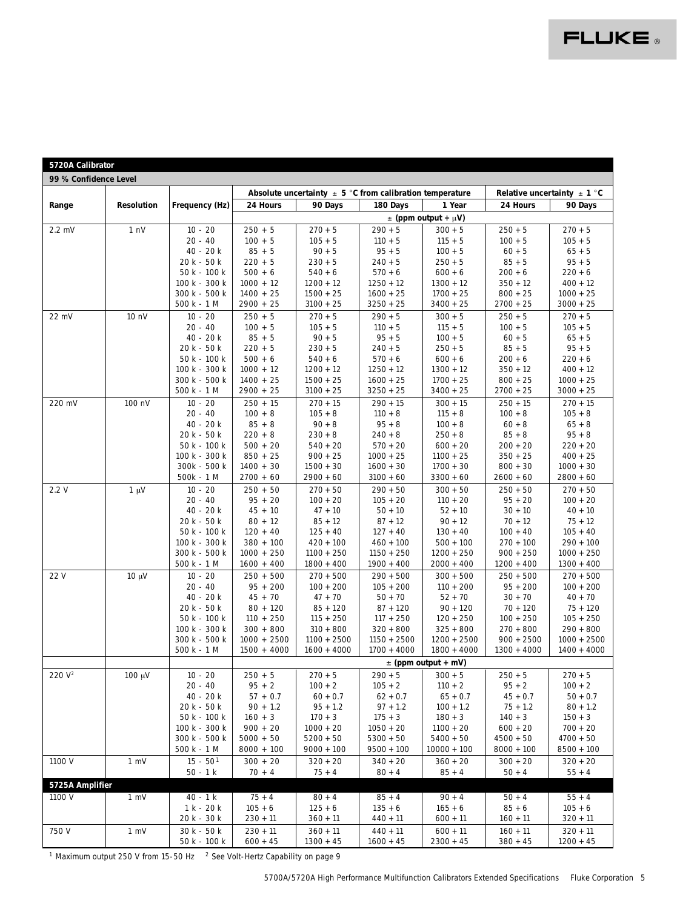| 5720A Calibrator | | | | | | | | |
|---|---|---|---|---|---|---|---|---|
| 99 % Confidence Level | | | | | | | | |
| | | | Absolute uncertainty ± 5 °C from calibration temperature | | | | Relative uncertainty ± 1 °C | |
| Range | Resolution | Frequency (Hz) | 24 Hours | 90 Days | 180 Days | 1 Year | 24 Hours | 90 Days |
| | | | ± (ppm output + μV) | | | | | |
| 2.2 mV | 1 nV | 10 - 20 | 250 + 5 | 270 + 5 | 290 + 5 | 300 + 5 | 250 + 5 | 270 + 5 |
| | | 20 - 40 | 100 + 5 | 105 + 5 | 110 + 5 | 115 + 5 | 100 + 5 | 105 + 5 |
| | | 40 - 20 k | 85 + 5 | 90 + 5 | 95 + 5 | 100 + 5 | 60 + 5 | 65 + 5 |
| | | 20 k - 50 k | 220 + 5 | 230 + 5 | 240 + 5 | 250 + 5 | 85 + 5 | 95 + 5 |
| | | 50 k - 100 k | 500 + 6 | 540 + 6 | 570 + 6 | 600 + 6 | 200 + 6 | 220 + 6 |
| | | 100 k - 300 k | 1000 + 12 | 1200 + 12 | 1250 + 12 | 1300 + 12 | 350 + 12 | 400 + 12 |
| | | 300 k - 500 k | 1400 + 25 | 1500 + 25 | 1600 + 25 | 1700 + 25 | 800 + 25 | 1000 + 25 |
| | | 500 k - 1 M | 2900 + 25 | 3100 + 25 | 3250 + 25 | 3400 + 25 | 2700 + 25 | 3000 + 25 |
| 22 mV | 10 nV | 10 - 20 | 250 + 5 | 270 + 5 | 290 + 5 | 300 + 5 | 250 + 5 | 270 + 5 |
| | | 20 - 40 | 100 + 5 | 105 + 5 | 110 + 5 | 115 + 5 | 100 + 5 | 105 + 5 |
| | | 40 - 20 k | 85 + 5 | 90 + 5 | 95 + 5 | 100 + 5 | 60 + 5 | 65 + 5 |
| | | 20 k - 50 k | 220 + 5 | 230 + 5 | 240 + 5 | 250 + 5 | 85 + 5 | 95 + 5 |
| | | 50 k - 100 k | 500 + 6 | 540 + 6 | 570 + 6 | 600 + 6 | 200 + 6 | 220 + 6 |
| | | 100 k - 300 k | 1000 + 12 | 1200 + 12 | 1250 + 12 | 1300 + 12 | 350 + 12 | 400 + 12 |
| | | 300 k - 500 k | 1400 + 25 | 1500 + 25 | 1600 + 25 | 1700 + 25 | 800 + 25 | 1000 + 25 |
| | | 500 k - 1 M | 2900 + 25 | 3100 + 25 | 3250 + 25 | 3400 + 25 | 2700 + 25 | 3000 + 25 |
| 220 mV | 100 nV | 10 - 20 | 250 + 15 | 270 + 15 | 290 + 15 | 300 + 15 | 250 + 15 | 270 + 15 |
| | | 20 - 40 | 100 + 8 | 105 + 8 | 110 + 8 | 115 + 8 | 100 + 8 | 105 + 8 |
| | | 40 - 20 k | 85 + 8 | 90 + 8 | 95 + 8 | 100 + 8 | 60 + 8 | 65 + 8 |
| | | 20 k - 50 k | 220 + 8 | 230 + 8 | 240 + 8 | 250 + 8 | 85 + 8 | 95 + 8 |
| | | 50 k - 100 k | 500 + 20 | 540 + 20 | 570 + 20 | 600 + 20 | 200 + 20 | 220 + 20 |
| | | 100 k - 300 k | 850 + 25 | 900 + 25 | 1000 + 25 | 1100 + 25 | 350 + 25 | 400 + 25 |
| | | 300k - 500 k | 1400 + 30 | 1500 + 30 | 1600 + 30 | 1700 + 30 | 800 + 30 | 1000 + 30 |
| | | 500k - 1 M | 2700 + 60 | 2900 + 60 | 3100 + 60 | 3300 + 60 | 2600 + 60 | 2800 + 60 |
| 2.2 V | 1 μV | 10 - 20 | 250 + 50 | 270 + 50 | 290 + 50 | 300 + 50 | 250 + 50 | 270 + 50 |
| | | 20 - 40 | 95 + 20 | 100 + 20 | 105 + 20 | 110 + 20 | 95 + 20 | 100 + 20 |
| | | 40 - 20 k | 45 + 10 | 47 + 10 | 50 + 10 | 52 + 10 | 30 + 10 | 40 + 10 |
| | | 20 k - 50 k | 80 + 12 | 85 + 12 | 87 + 12 | 90 + 12 | 70 + 12 | 75 + 12 |
| | | 50 k - 100 k | 120 + 40 | 125 + 40 | 127 + 40 | 130 + 40 | 100 + 40 | 105 + 40 |
| | | 100 k - 300 k | 380 + 100 | 420 + 100 | 460 + 100 | 500 + 100 | 270 + 100 | 290 + 100 |
| | | 300 k - 500 k | 1000 + 250 | 1100 + 250 | 1150 + 250 | 1200 + 250 | 900 + 250 | 1000 + 250 |
| | | 500 k - 1 M | 1600 + 400 | 1800 + 400 | 1900 + 400 | 2000 + 400 | 1200 + 400 | 1300 + 400 |
| 22 V | 10 μV | 10 - 20 | 250 + 500 | 270 + 500 | 290 + 500 | 300 + 500 | 250 + 500 | 270 + 500 |
| | | 20 - 40 | 95 + 200 | 100 + 200 | 105 + 200 | 110 + 200 | 95 + 200 | 100 + 200 |
| | | 40 - 20 k | 45 + 70 | 47 + 70 | 50 + 70 | 52 + 70 | 30 + 70 | 40 + 70 |
| | | 20 k - 50 k | 80 + 120 | 85 + 120 | 87 + 120 | 90 + 120 | 70 + 120 | 75 + 120 |
| | | 50 k - 100 k | 110 + 250 | 115 + 250 | 117 + 250 | 120 + 250 | 100 + 250 | 105 + 250 |
| | | 100 k - 300 k | 300 + 800 | 310 + 800 | 320 + 800 | 325 + 800 | 270 + 800 | 290 + 800 |
| | | 300 k - 500 k | 1000 + 2500 | 1100 + 2500 | 1150 + 2500 | 1200 + 2500 | 900 + 2500 | 1000 + 2500 |
| | | 500 k - 1 M | 1500 + 4000 | 1600 + 4000 | 1700 + 4000 | 1800 + 4000 | 1300 + 4000 | 1400 + 4000 |
| | | | ± (ppm output + mV) | | | | | |
| 220 V[2] | 100 μV | 10 - 20 | 250 + 5 | 270 + 5 | 290 + 5 | 300 + 5 | 250 + 5 | 270 + 5 |
| | | 20 - 40 | 95 + 2 | 100 + 2 | 105 + 2 | 110 + 2 | 95 + 2 | 100 + 2 |
| | | 40 - 20 k | 57 + 0.7 | 60 + 0.7 | 62 + 0.7 | 65 + 0.7 | 45 + 0.7 | 50 + 0.7 |
| | | 20 k - 50 k | 90 + 1.2 | 95 + 1.2 | 97 + 1.2 | 100 + 1.2 | 75 + 1.2 | 80 + 1.2 |
| | | 50 k - 100 k | 160 + 3 | 170 + 3 | 175 + 3 | 180 + 3 | 140 + 3 | 150 + 3 |
| | | 100 k - 300 k | 900 + 20 | 1000 + 20 | 1050 + 20 | 1100 + 20 | 600 + 20 | 700 + 20 |
| | | 300 k - 500 k | 5000 + 50 | 5200 + 50 | 5300 + 50 | 5400 + 50 | 4500 + 50 | 4700 + 50 |
| | | 500 k - 1 M | 8000 + 100 | 9000 + 100 | 9500 + 100 | 10000 + 100 | 8000 + 100 | 8500 + 100 |
| 1100 V | 1 mV | 15 - 50[1] | 300 + 20 | 320 + 20 | 340 + 20 | 360 + 20 | 300 + 20 | 320 + 20 |
| | | 50 - 1 k | 70 + 4 | 75 + 4 | 80 + 4 | 85 + 4 | 50 + 4 | 55 + 4 |
| **5725A Amplifier** | | | | | | | | |
| 1100 V | 1 mV | 40 - 1 k | 75 + 4 | 80 + 4 | 85 + 4 | 90 + 4 | 50 + 4 | 55 + 4 |
| | | 1 k - 20 k | 105 + 6 | 125 + 6 | 135 + 6 | 165 + 6 | 85 + 6 | 105 + 6 |
| | | 20 k - 30 k | 230 + 11 | 360 + 11 | 440 + 11 | 600 + 11 | 160 + 11 | 320 + 11 |
| 750 V | 1 mV | 30 k - 50 k | 230 + 11 | 360 + 11 | 440 + 11 | 600 + 11 | 160 + 11 | 320 + 11 |
| | | 50 k - 100 k | 600 + 45 | 1300 + 45 | 1600 + 45 | 2300 + 45 | 380 + 45 | 1200 + 45 |

[1] Maximum output 250 V from 15-50 Hz  [2] See Volt-Hertz Capability on page 9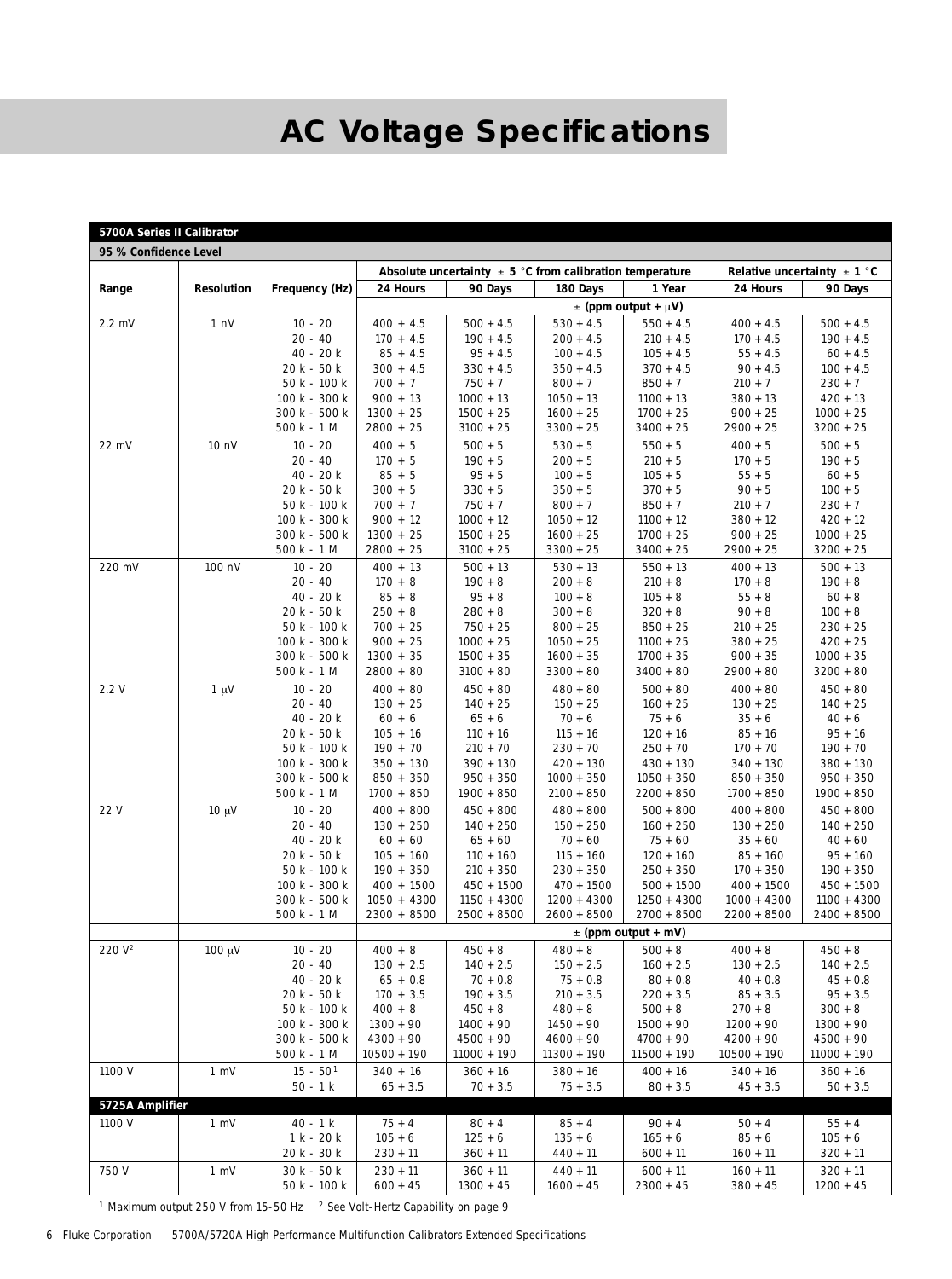# AC Voltage Specifications

| 5700A Series II Calibrator | | | | | | | | |
|---|---|---|---|---|---|---|---|---|
| 95 % Confidence Level | | | | | | | | |
| | | | Absolute uncertainty ± 5 °C from calibration temperature | | | | Relative uncertainty ± 1 °C | |
| Range | Resolution | Frequency (Hz) | 24 Hours | 90 Days | 180 Days | 1 Year | 24 Hours | 90 Days |
| | | | ± (ppm output + μV) | | | | | |
| 2.2 mV | 1 nV | 10 - 20 | 400 + 4.5 | 500 + 4.5 | 530 + 4.5 | 550 + 4.5 | 400 + 4.5 | 500 + 4.5 |
| | | 20 - 40 | 170 + 4.5 | 190 + 4.5 | 200 + 4.5 | 210 + 4.5 | 170 + 4.5 | 190 + 4.5 |
| | | 40 - 20 k | 85 + 4.5 | 95 + 4.5 | 100 + 4.5 | 105 + 4.5 | 55 + 4.5 | 60 + 4.5 |
| | | 20 k - 50 k | 300 + 4.5 | 330 + 4.5 | 350 + 4.5 | 370 + 4.5 | 90 + 4.5 | 100 + 4.5 |
| | | 50 k - 100 k | 700 + 7 | 750 + 7 | 800 + 7 | 850 + 7 | 210 + 7 | 230 + 7 |
| | | 100 k - 300 k | 900 + 13 | 1000 + 13 | 1050 + 13 | 1100 + 13 | 380 + 13 | 420 + 13 |
| | | 300 k - 500 k | 1300 + 25 | 1500 + 25 | 1600 + 25 | 1700 + 25 | 900 + 25 | 1000 + 25 |
| | | 500 k - 1 M | 2800 + 25 | 3100 + 25 | 3300 + 25 | 3400 + 25 | 2900 + 25 | 3200 + 25 |
| 22 mV | 10 nV | 10 - 20 | 400 + 5 | 500 + 5 | 530 + 5 | 550 + 5 | 400 + 5 | 500 + 5 |
| | | 20 - 40 | 170 + 5 | 190 + 5 | 200 + 5 | 210 + 5 | 170 + 5 | 190 + 5 |
| | | 40 - 20 k | 85 + 5 | 95 + 5 | 100 + 5 | 105 + 5 | 55 + 5 | 60 + 5 |
| | | 20 k - 50 k | 300 + 5 | 330 + 5 | 350 + 5 | 370 + 5 | 90 + 5 | 100 + 5 |
| | | 50 k - 100 k | 700 + 7 | 750 + 7 | 800 + 7 | 850 + 7 | 210 + 7 | 230 + 7 |
| | | 100 k - 300 k | 900 + 12 | 1000 + 12 | 1050 + 12 | 1100 + 12 | 380 + 12 | 420 + 12 |
| | | 300 k - 500 k | 1300 + 25 | 1500 + 25 | 1600 + 25 | 1700 + 25 | 900 + 25 | 1000 + 25 |
| | | 500 k - 1 M | 2800 + 25 | 3100 + 25 | 3300 + 25 | 3400 + 25 | 2900 + 25 | 3200 + 25 |
| 220 mV | 100 nV | 10 - 20 | 400 + 13 | 500 + 13 | 530 + 13 | 550 + 13 | 400 + 13 | 500 + 13 |
| | | 20 - 40 | 170 + 8 | 190 + 8 | 200 + 8 | 210 + 8 | 170 + 8 | 190 + 8 |
| | | 40 - 20 k | 85 + 8 | 95 + 8 | 100 + 8 | 105 + 8 | 55 + 8 | 60 + 8 |
| | | 20 k - 50 k | 250 + 8 | 280 + 8 | 300 + 8 | 320 + 8 | 90 + 8 | 100 + 8 |
| | | 50 k - 100 k | 700 + 25 | 750 + 25 | 800 + 25 | 850 + 25 | 210 + 25 | 230 + 25 |
| | | 100 k - 300 k | 900 + 25 | 1000 + 25 | 1050 + 25 | 1100 + 25 | 380 + 25 | 420 + 25 |
| | | 300 k - 500 k | 1300 + 35 | 1500 + 35 | 1600 + 35 | 1700 + 35 | 900 + 35 | 1000 + 35 |
| | | 500 k - 1 M | 2800 + 80 | 3100 + 80 | 3300 + 80 | 3400 + 80 | 2900 + 80 | 3200 + 80 |
| 2.2 V | 1 μV | 10 - 20 | 400 + 80 | 450 + 80 | 480 + 80 | 500 + 80 | 400 + 80 | 450 + 80 |
| | | 20 - 40 | 130 + 25 | 140 + 25 | 150 + 25 | 160 + 25 | 130 + 25 | 140 + 25 |
| | | 40 - 20 k | 60 + 6 | 65 + 6 | 70 + 6 | 75 + 6 | 35 + 6 | 40 + 6 |
| | | 20 k - 50 k | 105 + 16 | 110 + 16 | 115 + 16 | 120 + 16 | 85 + 16 | 95 + 16 |
| | | 50 k - 100 k | 190 + 70 | 210 + 70 | 230 + 70 | 250 + 70 | 170 + 70 | 190 + 70 |
| | | 100 k - 300 k | 350 + 130 | 390 + 130 | 420 + 130 | 430 + 130 | 340 + 130 | 380 + 130 |
| | | 300 k - 500 k | 850 + 350 | 950 + 350 | 1000 + 350 | 1050 + 350 | 850 + 350 | 950 + 350 |
| | | 500 k - 1 M | 1700 + 850 | 1900 + 850 | 2100 + 850 | 2200 + 850 | 1700 + 850 | 1900 + 850 |
| 22 V | 10 μV | 10 - 20 | 400 + 800 | 450 + 800 | 480 + 800 | 500 + 800 | 400 + 800 | 450 + 800 |
| | | 20 - 40 | 130 + 250 | 140 + 250 | 150 + 250 | 160 + 250 | 130 + 250 | 140 + 250 |
| | | 40 - 20 k | 60 + 60 | 65 + 60 | 70 + 60 | 75 + 60 | 35 + 60 | 40 + 60 |
| | | 20 k - 50 k | 105 + 160 | 110 + 160 | 115 + 160 | 120 + 160 | 85 + 160 | 95 + 160 |
| | | 50 k - 100 k | 190 + 350 | 210 + 350 | 230 + 350 | 250 + 350 | 170 + 350 | 190 + 350 |
| | | 100 k - 300 k | 400 + 1500 | 450 + 1500 | 470 + 1500 | 500 + 1500 | 400 + 1500 | 450 + 1500 |
| | | 300 k - 500 k | 1050 + 4300 | 1150 + 4300 | 1200 + 4300 | 1250 + 4300 | 1000 + 4300 | 1100 + 4300 |
| | | 500 k - 1 M | 2300 + 8500 | 2500 + 8500 | 2600 + 8500 | 2700 + 8500 | 2200 + 8500 | 2400 + 8500 |
| | | | ± (ppm output + mV) | | | | | |
| 220 V[2] | 100 μV | 10 - 20 | 400 + 8 | 450 + 8 | 480 + 8 | 500 + 8 | 400 + 8 | 450 + 8 |
| | | 20 - 40 | 130 + 2.5 | 140 + 2.5 | 150 + 2.5 | 160 + 2.5 | 130 + 2.5 | 140 + 2.5 |
| | | 40 - 20 k | 65 + 0.8 | 70 + 0.8 | 75 + 0.8 | 80 + 0.8 | 40 + 0.8 | 45 + 0.8 |
| | | 20 k - 50 k | 170 + 3.5 | 190 + 3.5 | 210 + 3.5 | 220 + 3.5 | 85 + 3.5 | 95 + 3.5 |
| | | 50 k - 100 k | 400 + 8 | 450 + 8 | 480 + 8 | 500 + 8 | 270 + 8 | 300 + 8 |
| | | 100 k - 300 k | 1300 + 90 | 1400 + 90 | 1450 + 90 | 1500 + 90 | 1200 + 90 | 1300 + 90 |
| | | 300 k - 500 k | 4300 + 90 | 4500 + 90 | 4600 + 90 | 4700 + 90 | 4200 + 90 | 4500 + 90 |
| | | 500 k - 1 M | 10500 + 190 | 11000 + 190 | 11300 + 190 | 11500 + 190 | 10500 + 190 | 11000 + 190 |
| 1100 V | 1 mV | 15 - 50[1] | 340 + 16 | 360 + 16 | 380 + 16 | 400 + 16 | 340 + 16 | 360 + 16 |
| | | 50 - 1 k | 65 + 3.5 | 70 + 3.5 | 75 + 3.5 | 80 + 3.5 | 45 + 3.5 | 50 + 3.5 |
| 5725A Amplifier | | | | | | | | |
| 1100 V | 1 mV | 40 - 1 k | 75 + 4 | 80 + 4 | 85 + 4 | 90 + 4 | 50 + 4 | 55 + 4 |
| | | 1 k - 20 k | 105 + 6 | 125 + 6 | 135 + 6 | 165 + 6 | 85 + 6 | 105 + 6 |
| | | 20 k - 30 k | 230 + 11 | 360 + 11 | 440 + 11 | 600 + 11 | 160 + 11 | 320 + 11 |
| 750 V | 1 mV | 30 k - 50 k | 230 + 11 | 360 + 11 | 440 + 11 | 600 + 11 | 160 + 11 | 320 + 11 |
| | | 50 k - 100 k | 600 + 45 | 1300 + 45 | 1600 + 45 | 2300 + 45 | 380 + 45 | 1200 + 45 |

[1] Maximum output 250 V from 15-50 Hz [2] See Volt-Hertz Capability on page 9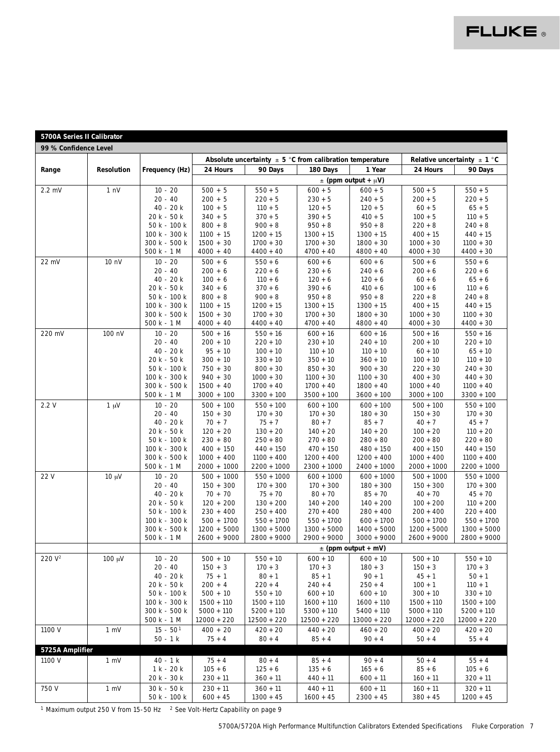| 5700A Series II Calibrator | | | | | | | | |
|---|---|---|---|---|---|---|---|---|
| 99 % Confidence Level | | | | | | | | |
| | | | Absolute uncertainty ± 5 °C from calibration temperature | | | | Relative uncertainty ± 1 °C | |
| Range | Resolution | Frequency (Hz) | 24 Hours | 90 Days | 180 Days | 1 Year | 24 Hours | 90 Days |
| | | | ± (ppm output + μV) | | | | | |
| 2.2 mV | 1 nV | 10 - 20 | 500 + 5 | 550 + 5 | 600 + 5 | 600 + 5 | 500 + 5 | 550 + 5 |
| | | 20 - 40 | 200 + 5 | 220 + 5 | 230 + 5 | 240 + 5 | 200 + 5 | 220 + 5 |
| | | 40 - 20 k | 100 + 5 | 110 + 5 | 120 + 5 | 120 + 5 | 60 + 5 | 65 + 5 |
| | | 20 k - 50 k | 340 + 5 | 370 + 5 | 390 + 5 | 410 + 5 | 100 + 5 | 110 + 5 |
| | | 50 k - 100 k | 800 + 8 | 900 + 8 | 950 + 8 | 950 + 8 | 220 + 8 | 240 + 8 |
| | | 100 k - 300 k | 1100 + 15 | 1200 + 15 | 1300 + 15 | 1300 + 15 | 400 + 15 | 440 + 15 |
| | | 300 k - 500 k | 1500 + 30 | 1700 + 30 | 1700 + 30 | 1800 + 30 | 1000 + 30 | 1100 + 30 |
| | | 500 k - 1 M | 4000 + 40 | 4400 + 40 | 4700 + 40 | 4800 + 40 | 4000 + 30 | 4400 + 30 |
| 22 mV | 10 nV | 10 - 20 | 500 + 6 | 550 + 6 | 600 + 6 | 600 + 6 | 500 + 6 | 550 + 6 |
| | | 20 - 40 | 200 + 6 | 220 + 6 | 230 + 6 | 240 + 6 | 200 + 6 | 220 + 6 |
| | | 40 - 20 k | 100 + 6 | 110 + 6 | 120 + 6 | 120 + 6 | 60 + 6 | 65 + 6 |
| | | 20 k - 50 k | 340 + 6 | 370 + 6 | 390 + 6 | 410 + 6 | 100 + 6 | 110 + 6 |
| | | 50 k - 100 k | 800 + 8 | 900 + 8 | 950 + 8 | 950 + 8 | 220 + 8 | 240 + 8 |
| | | 100 k - 300 k | 1100 + 15 | 1200 + 15 | 1300 + 15 | 1300 + 15 | 400 + 15 | 440 + 15 |
| | | 300 k - 500 k | 1500 + 30 | 1700 + 30 | 1700 + 30 | 1800 + 30 | 1000 + 30 | 1100 + 30 |
| | | 500 k - 1 M | 4000 + 40 | 4400 + 40 | 4700 + 40 | 4800 + 40 | 4000 + 30 | 4400 + 30 |
| 220 mV | 100 nV | 10 - 20 | 500 + 16 | 550 + 16 | 600 + 16 | 600 + 16 | 500 + 16 | 550 + 16 |
| | | 20 - 40 | 200 + 10 | 220 + 10 | 230 + 10 | 240 + 10 | 200 + 10 | 220 + 10 |
| | | 40 - 20 k | 95 + 10 | 100 + 10 | 110 + 10 | 110 + 10 | 60 + 10 | 65 + 10 |
| | | 20 k - 50 k | 300 + 10 | 330 + 10 | 350 + 10 | 360 + 10 | 100 + 10 | 110 + 10 |
| | | 50 k - 100 k | 750 + 30 | 800 + 30 | 850 + 30 | 900 + 30 | 220 + 30 | 240 + 30 |
| | | 100 k - 300 k | 940 + 30 | 1000 + 30 | 1100 + 30 | 1100 + 30 | 400 + 30 | 440 + 30 |
| | | 300 k - 500 k | 1500 + 40 | 1700 + 40 | 1700 + 40 | 1800 + 40 | 1000 + 40 | 1100 + 40 |
| | | 500 k - 1 M | 3000 + 100 | 3300 + 100 | 3500 + 100 | 3600 + 100 | 3000 + 100 | 3300 + 100 |
| 2.2 V | 1 μV | 10 - 20 | 500 + 100 | 550 + 100 | 600 + 100 | 600 + 100 | 500 + 100 | 550 + 100 |
| | | 20 - 40 | 150 + 30 | 170 + 30 | 170 + 30 | 180 + 30 | 150 + 30 | 170 + 30 |
| | | 40 - 20 k | 70 + 7 | 75 + 7 | 80 + 7 | 85 + 7 | 40 + 7 | 45 + 7 |
| | | 20 k - 50 k | 120 + 20 | 130 + 20 | 140 + 20 | 140 + 20 | 100 + 20 | 110 + 20 |
| | | 50 k - 100 k | 230 + 80 | 250 + 80 | 270 + 80 | 280 + 80 | 200 + 80 | 220 + 80 |
| | | 100 k - 300 k | 400 + 150 | 440 + 150 | 470 + 150 | 480 + 150 | 400 + 150 | 440 + 150 |
| | | 300 k - 500 k | 1000 + 400 | 1100 + 400 | 1200 + 400 | 1200 + 400 | 1000 + 400 | 1100 + 400 |
| | | 500 k - 1 M | 2000 + 1000 | 2200 + 1000 | 2300 + 1000 | 2400 + 1000 | 2000 + 1000 | 2200 + 1000 |
| 22 V | 10 μV | 10 - 20 | 500 + 1000 | 550 + 1000 | 600 + 1000 | 600 + 1000 | 500 + 1000 | 550 + 1000 |
| | | 20 - 40 | 150 + 300 | 170 + 300 | 170 + 300 | 180 + 300 | 150 + 300 | 170 + 300 |
| | | 40 - 20 k | 70 + 70 | 75 + 70 | 80 + 70 | 85 + 70 | 40 + 70 | 45 + 70 |
| | | 20 k - 50 k | 120 + 200 | 130 + 200 | 140 + 200 | 140 + 200 | 100 + 200 | 110 + 200 |
| | | 50 k - 100 k | 230 + 400 | 250 + 400 | 270 + 400 | 280 + 400 | 200 + 400 | 220 + 400 |
| | | 100 k - 300 k | 500 + 1700 | 550 + 1700 | 550 + 1700 | 600 + 1700 | 500 + 1700 | 550 + 1700 |
| | | 300 k - 500 k | 1200 + 5000 | 1300 + 5000 | 1300 + 5000 | 1400 + 5000 | 1200 + 5000 | 1300 + 5000 |
| | | 500 k - 1 M | 2600 + 9000 | 2800 + 9000 | 2900 + 9000 | 3000 + 9000 | 2600 + 9000 | 2800 + 9000 |
| | | | ± (ppm output + mV) | | | | | |
| 220 V[2] | 100 μV | 10 - 20 | 500 + 10 | 550 + 10 | 600 + 10 | 600 + 10 | 500 + 10 | 550 + 10 |
| | | 20 - 40 | 150 + 3 | 170 + 3 | 170 + 3 | 180 + 3 | 150 + 3 | 170 + 3 |
| | | 40 - 20 k | 75 + 1 | 80 + 1 | 85 + 1 | 90 + 1 | 45 + 1 | 50 + 1 |
| | | 20 k - 50 k | 200 + 4 | 220 + 4 | 240 + 4 | 250 + 4 | 100 + 1 | 110 + 1 |
| | | 50 k - 100 k | 500 + 10 | 550 + 10 | 600 + 10 | 600 + 10 | 300 + 10 | 330 + 10 |
| | | 100 k - 300 k | 1500 + 110 | 1500 + 110 | 1600 + 110 | 1600 + 110 | 1500 + 110 | 1500 + 100 |
| | | 300 k - 500 k | 5000 + 110 | 5200 + 110 | 5300 + 110 | 5400 + 110 | 5000 + 110 | 5200 + 110 |
| | | 500 k - 1 M | 12000 + 220 | 12500 + 220 | 12500 + 220 | 13000 + 220 | 12000 + 220 | 12000 + 220 |
| 1100 V | 1 mV | 15 - 50[1] | 400 + 20 | 420 + 20 | 440 + 20 | 460 + 20 | 400 + 20 | 420 + 20 |
| | | 50 - 1 k | 75 + 4 | 80 + 4 | 85 + 4 | 90 + 4 | 50 + 4 | 55 + 4 |
| 5725A Amplifier | | | | | | | | |
| 1100 V | 1 mV | 40 - 1 k | 75 + 4 | 80 + 4 | 85 + 4 | 90 + 4 | 50 + 4 | 55 + 4 |
| | | 1 k - 20 k | 105 + 6 | 125 + 6 | 135 + 6 | 165 + 6 | 85 + 6 | 105 + 6 |
| | | 20 k - 30 k | 230 + 11 | 360 + 11 | 440 + 11 | 600 + 11 | 160 + 11 | 320 + 11 |
| 750 V | 1 mV | 30 k - 50 k | 230 + 11 | 360 + 11 | 440 + 11 | 600 + 11 | 160 + 11 | 320 + 11 |
| | | 50 k - 100 k | 600 + 45 | 1300 + 45 | 1600 + 45 | 2300 + 45 | 380 + 45 | 1200 + 45 |

[1] Maximum output 250 V from 15-50 Hz  [2] See Volt-Hertz Capability on page 9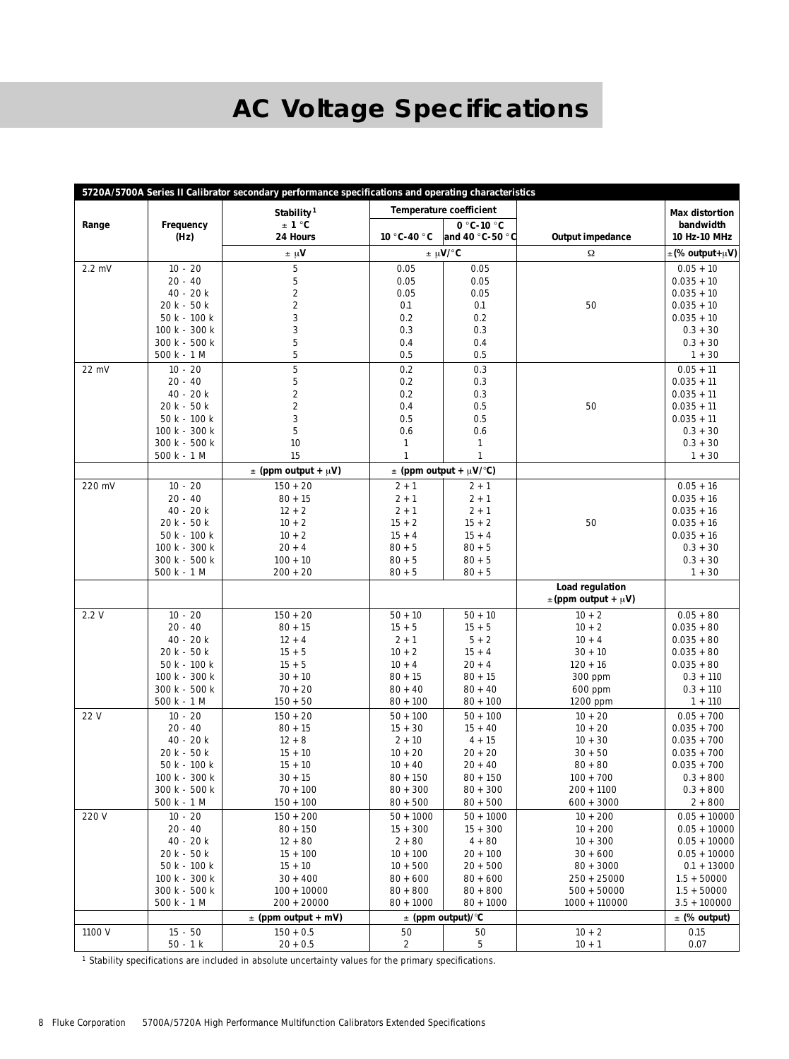# AC Voltage Specifications

| 5720A/5700A Series II Calibrator secondary performance specifications and operating characteristics | | | | | | |
|---|---|---|---|---|---|---|
| Range | Frequency (Hz) | Stability[1] ± 1 °C 24 Hours | Temperature coefficient 10 °C-40 °C | Temperature coefficient 0 °C-10 °C and 40 °C-50 °C | Output impedance | Max distortion bandwidth 10 Hz-10 MHz |
| | | ± μV | ± μV/°C | | Ω | ±(% output+μV) |
| 2.2 mV | 10 - 20 | 5 | 0.05 | 0.05 | 50 | 0.05 + 10 |
| | 20 - 40 | 5 | 0.05 | 0.05 | | 0.035 + 10 |
| | 40 - 20 k | 2 | 0.05 | 0.05 | | 0.035 + 10 |
| | 20 k - 50 k | 2 | 0.1 | 0.1 | | 0.035 + 10 |
| | 50 k - 100 k | 3 | 0.2 | 0.2 | | 0.035 + 10 |
| | 100 k - 300 k | 3 | 0.3 | 0.3 | | 0.3 + 30 |
| | 300 k - 500 k | 5 | 0.4 | 0.4 | | 0.3 + 30 |
| | 500 k - 1 M | 5 | 0.5 | 0.5 | | 1 + 30 |
| 22 mV | 10 - 20 | 5 | 0.2 | 0.3 | 50 | 0.05 + 11 |
| | 20 - 40 | 5 | 0.2 | 0.3 | | 0.035 + 11 |
| | 40 - 20 k | 2 | 0.2 | 0.3 | | 0.035 + 11 |
| | 20 k - 50 k | 2 | 0.4 | 0.5 | | 0.035 + 11 |
| | 50 k - 100 k | 3 | 0.5 | 0.5 | | 0.035 + 11 |
| | 100 k - 300 k | 5 | 0.6 | 0.6 | | 0.3 + 30 |
| | 300 k - 500 k | 10 | 1 | 1 | | 0.3 + 30 |
| | 500 k - 1 M | 15 | 1 | 1 | | 1 + 30 |
| | | ± (ppm output + μV) | ± (ppm output + μV/°C) | | | |
| 220 mV | 10 - 20 | 150 + 20 | 2 + 1 | 2 + 1 | 50 | 0.05 + 16 |
| | 20 - 40 | 80 + 15 | 2 + 1 | 2 + 1 | | 0.035 + 16 |
| | 40 - 20 k | 12 + 2 | 2 + 1 | 2 + 1 | | 0.035 + 16 |
| | 20 k - 50 k | 10 + 2 | 15 + 2 | 15 + 2 | | 0.035 + 16 |
| | 50 k - 100 k | 10 + 2 | 15 + 4 | 15 + 4 | | 0.035 + 16 |
| | 100 k - 300 k | 20 + 4 | 80 + 5 | 80 + 5 | | 0.3 + 30 |
| | 300 k - 500 k | 100 + 10 | 80 + 5 | 80 + 5 | | 0.3 + 30 |
| | 500 k - 1 M | 200 + 20 | 80 + 5 | 80 + 5 | | 1 + 30 |
| | | | | | Load regulation ±(ppm output + μV) | |
| 2.2 V | 10 - 20 | 150 + 20 | 50 + 10 | 50 + 10 | 10 + 2 | 0.05 + 80 |
| | 20 - 40 | 80 + 15 | 15 + 5 | 15 + 5 | 10 + 2 | 0.035 + 80 |
| | 40 - 20 k | 12 + 4 | 2 + 1 | 5 + 2 | 10 + 4 | 0.035 + 80 |
| | 20 k - 50 k | 15 + 5 | 10 + 2 | 15 + 4 | 30 + 10 | 0.035 + 80 |
| | 50 k - 100 k | 15 + 5 | 10 + 4 | 20 + 4 | 120 + 16 | 0.035 + 80 |
| | 100 k - 300 k | 30 + 10 | 80 + 15 | 80 + 15 | 300 ppm | 0.3 + 110 |
| | 300 k - 500 k | 70 + 20 | 80 + 40 | 80 + 40 | 600 ppm | 0.3 + 110 |
| | 500 k - 1 M | 150 + 50 | 80 + 100 | 80 + 100 | 1200 ppm | 1 + 110 |
| 22 V | 10 - 20 | 150 + 20 | 50 + 100 | 50 + 100 | 10 + 20 | 0.05 + 700 |
| | 20 - 40 | 80 + 15 | 15 + 30 | 15 + 40 | 10 + 20 | 0.035 + 700 |
| | 40 - 20 k | 12 + 8 | 2 + 10 | 4 + 15 | 10 + 30 | 0.035 + 700 |
| | 20 k - 50 k | 15 + 10 | 10 + 20 | 20 + 20 | 30 + 50 | 0.035 + 700 |
| | 50 k - 100 k | 15 + 10 | 10 + 40 | 20 + 40 | 80 + 80 | 0.035 + 700 |
| | 100 k - 300 k | 30 + 15 | 80 + 150 | 80 + 150 | 100 + 700 | 0.3 + 800 |
| | 300 k - 500 k | 70 + 100 | 80 + 300 | 80 + 300 | 200 + 1100 | 0.3 + 800 |
| | 500 k - 1 M | 150 + 100 | 80 + 500 | 80 + 500 | 600 + 3000 | 2 + 800 |
| 220 V | 10 - 20 | 150 + 200 | 50 + 1000 | 50 + 1000 | 10 + 200 | 0.05 + 10000 |
| | 20 - 40 | 80 + 150 | 15 + 300 | 15 + 300 | 10 + 200 | 0.05 + 10000 |
| | 40 - 20 k | 12 + 80 | 2 + 80 | 4 + 80 | 10 + 300 | 0.05 + 10000 |
| | 20 k - 50 k | 15 + 100 | 10 + 100 | 20 + 100 | 30 + 600 | 0.05 + 10000 |
| | 50 k - 100 k | 15 + 10 | 10 + 500 | 20 + 500 | 80 + 3000 | 0.1 + 13000 |
| | 100 k - 300 k | 30 + 400 | 80 + 600 | 80 + 600 | 250 + 25000 | 1.5 + 50000 |
| | 300 k - 500 k | 100 + 10000 | 80 + 800 | 80 + 800 | 500 + 50000 | 1.5 + 50000 |
| | 500 k - 1 M | 200 + 20000 | 80 + 1000 | 80 + 1000 | 1000 + 110000 | 3.5 + 100000 |
| | | ± (ppm output + mV) | ± (ppm output)/°C | | | ± (% output) |
| 1100 V | 15 - 50 | 150 + 0.5 | 50 | 50 | 10 + 2 | 0.15 |
| | 50 - 1 k | 20 + 0.5 | 2 | 5 | 10 + 1 | 0.07 |

[1] Stability specifications are included in absolute uncertainty values for the primary specifications.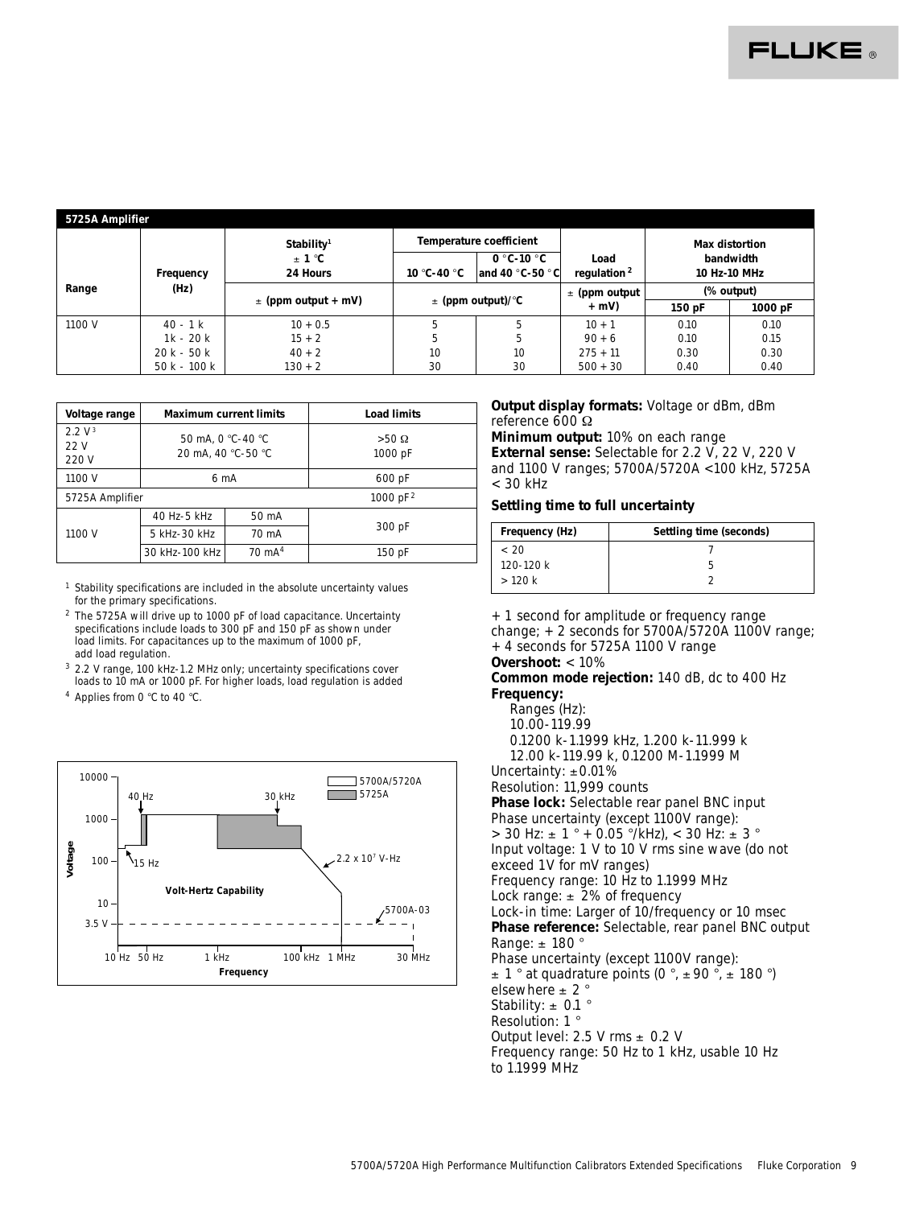## 5725A Amplifier

| Range | Frequency (Hz) | Stability[1] ± 1 °C 24 Hours | Temperature coefficient | | Load regulation[2] | Max distortion bandwidth 10 Hz-10 MHz | |
|---|---|---|---|---|---|---|---|
| | | | 10 °C-40 °C | 0 °C-10 °C and 40 °C-50 °C | | | |
| | | ± (ppm output + mV) | ± (ppm output)/°C | | ± (ppm output + mV) | (% output) | |
| | | | | | | 150 pF | 1000 pF |
| 1100 V | 40 - 1 k | 10 + 0.5 | 5 | 5 | 10 + 1 | 0.10 | 0.10 |
| | 1k - 20 k | 15 + 2 | 5 | 5 | 90 + 6 | 0.10 | 0.15 |
| | 20 k - 50 k | 40 + 2 | 10 | 10 | 275 + 11 | 0.30 | 0.30 |
| | 50 k - 100 k | 130 + 2 | 30 | 30 | 500 + 30 | 0.40 | 0.40 |

| Voltage range | Maximum current limits | | Load limits |
|---|---|---|---|
| 2.2 V[3] 22 V 220 V | 50 mA, 0 °C-40 °C 20 mA, 40 °C-50 °C | | >50 Ω 1000 pF |
| 1100 V | 6 mA | | 600 pF |
| 5725A Amplifier | | | 1000 pF[2] |
| 1100 V | 40 Hz-5 kHz | 50 mA | 300 pF |
| | 5 kHz-30 kHz | 70 mA | |
| | 30 kHz-100 kHz | 70 mA[4] | 150 pF |

[1] Stability specifications are included in the absolute uncertainty values for the primary specifications.

[2] The 5725A will drive up to 1000 pF of load capacitance. Uncertainty specifications include loads to 300 pF and 150 pF as shown under load limits. For capacitances up to the maximum of 1000 pF, add load regulation.

[3] 2.2 V range, 100 kHz-1.2 MHz only; uncertainty specifications cover loads to 10 mA or 1000 pF. For higher loads, load regulation is added

[4] Applies from 0 °C to 40 °C.

Volt-Hertz Capability

10000
1000
100
10
3.5 V
Voltage
40 Hz
30 kHz
15 Hz
$2.2 \times 10^7$ V-Hz
5700A-03
5700A/5720A
5725A
10 Hz 50 Hz
1 kHz
100 kHz 1 MHz
30 MHz
Frequency

**Output display formats:** Voltage or dBm, dBm reference 600 Ω

**Minimum output:** 10% on each range

**External sense:** Selectable for 2.2 V, 22 V, 220 V and 1100 V ranges; 5700A/5720A <100 kHz, 5725A < 30 kHz

**Settling time to full uncertainty**

| Frequency (Hz) | Settling time (seconds) |
|---|---|
| < 20 | 7 |
| 120-120 k | 5 |
| > 120 k | 2 |

+ 1 second for amplitude or frequency range change; + 2 seconds for 5700A/5720A 1100V range; + 4 seconds for 5725A 1100 V range

**Overshoot:** < 10%

**Common mode rejection:** 140 dB, dc to 400 Hz

**Frequency:**

Ranges (Hz):
10.00-119.99
0.1200 k-1.1999 kHz, 1.200 k-11.999 k
12.00 k-119.99 k, 0.1200 M-1.1999 M

Uncertainty: ±0.01%
Resolution: 11,999 counts

**Phase lock:** Selectable rear panel BNC input
Phase uncertainty (except 1100V range):
> 30 Hz: ± 1 ° + 0.05 °/kHz), < 30 Hz: ± 3 °
Input voltage: 1 V to 10 V rms sine wave (do not exceed 1V for mV ranges)
Frequency range: 10 Hz to 1.1999 MHz
Lock range: ± 2% of frequency
Lock-in time: Larger of 10/frequency or 10 msec

**Phase reference:** Selectable, rear panel BNC output
Range: ± 180 °
Phase uncertainty (except 1100V range):
± 1 ° at quadrature points (0 °, ±90 °, ± 180 °) elsewhere ± 2 °
Stability: ± 0.1 °
Resolution: 1 °
Output level: 2.5 V rms ± 0.2 V
Frequency range: 50 Hz to 1 kHz, usable 10 Hz to 1.1999 MHz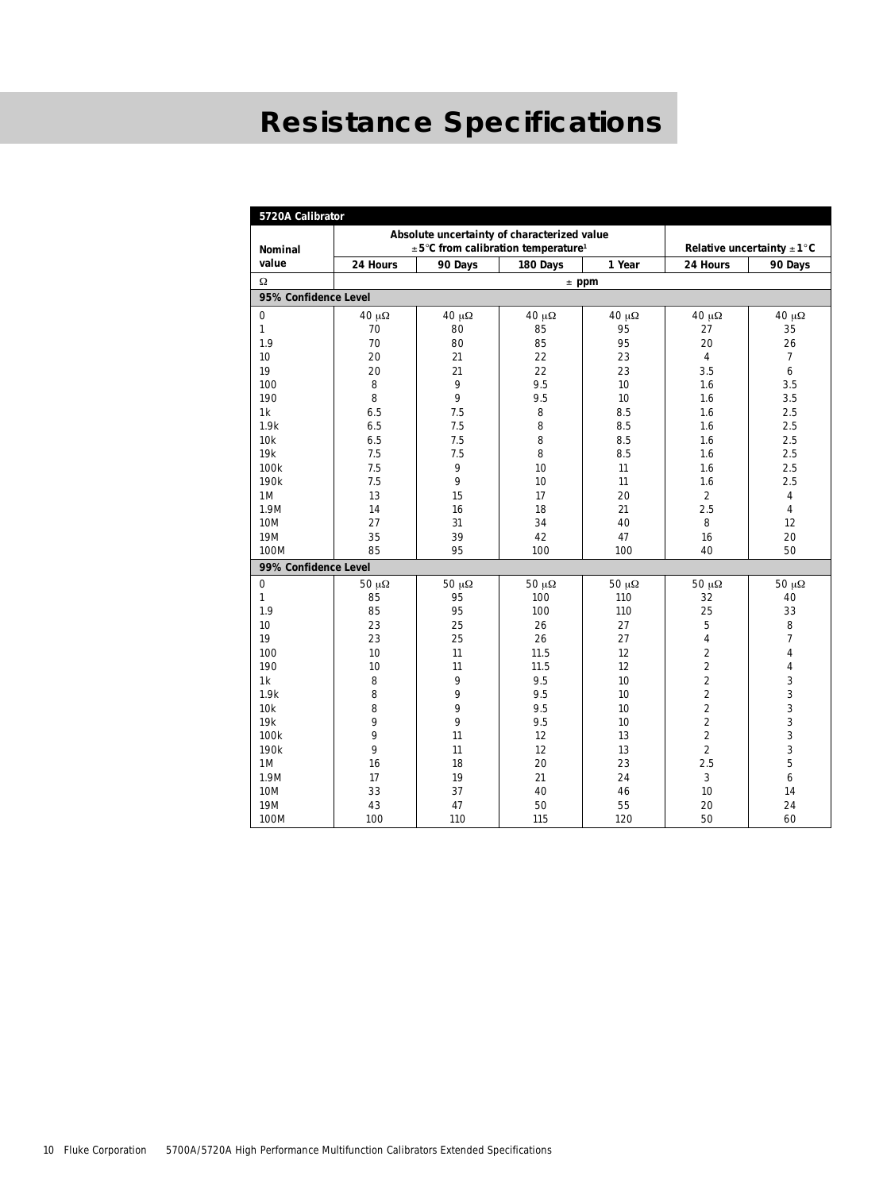# Resistance Specifications

| 5720A Calibrator | | | | | | |
|---|---|---|---|---|---|---|
| Nominal value | Absolute uncertainty of characterized value ±5°C from calibration temperature[1] | | | | Relative uncertainty ±1°C | |
| | 24 Hours | 90 Days | 180 Days | 1 Year | 24 Hours | 90 Days |
| Ω | ± ppm | | | | | |
| **95% Confidence Level** | | | | | | |
| 0 | 40 μΩ | 40 μΩ | 40 μΩ | 40 μΩ | 40 μΩ | 40 μΩ |
| 1 | 70 | 80 | 85 | 95 | 27 | 35 |
| 1.9 | 70 | 80 | 85 | 95 | 20 | 26 |
| 10 | 20 | 21 | 22 | 23 | 4 | 7 |
| 19 | 20 | 21 | 22 | 23 | 3.5 | 6 |
| 100 | 8 | 9 | 9.5 | 10 | 1.6 | 3.5 |
| 190 | 8 | 9 | 9.5 | 10 | 1.6 | 3.5 |
| 1k | 6.5 | 7.5 | 8 | 8.5 | 1.6 | 2.5 |
| 1.9k | 6.5 | 7.5 | 8 | 8.5 | 1.6 | 2.5 |
| 10k | 6.5 | 7.5 | 8 | 8.5 | 1.6 | 2.5 |
| 19k | 7.5 | 7.5 | 8 | 8.5 | 1.6 | 2.5 |
| 100k | 7.5 | 9 | 10 | 11 | 1.6 | 2.5 |
| 190k | 7.5 | 9 | 10 | 11 | 1.6 | 2.5 |
| 1M | 13 | 15 | 17 | 20 | 2 | 4 |
| 1.9M | 14 | 16 | 18 | 21 | 2.5 | 4 |
| 10M | 27 | 31 | 34 | 40 | 8 | 12 |
| 19M | 35 | 39 | 42 | 47 | 16 | 20 |
| 100M | 85 | 95 | 100 | 100 | 40 | 50 |
| **99% Confidence Level** | | | | | | |
| 0 | 50 μΩ | 50 μΩ | 50 μΩ | 50 μΩ | 50 μΩ | 50 μΩ |
| 1 | 85 | 95 | 100 | 110 | 32 | 40 |
| 1.9 | 85 | 95 | 100 | 110 | 25 | 33 |
| 10 | 23 | 25 | 26 | 27 | 5 | 8 |
| 19 | 23 | 25 | 26 | 27 | 4 | 7 |
| 100 | 10 | 11 | 11.5 | 12 | 2 | 4 |
| 190 | 10 | 11 | 11.5 | 12 | 2 | 4 |
| 1k | 8 | 9 | 9.5 | 10 | 2 | 3 |
| 1.9k | 8 | 9 | 9.5 | 10 | 2 | 3 |
| 10k | 8 | 9 | 9.5 | 10 | 2 | 3 |
| 19k | 9 | 9 | 9.5 | 10 | 2 | 3 |
| 100k | 9 | 11 | 12 | 13 | 2 | 3 |
| 190k | 9 | 11 | 12 | 13 | 2 | 3 |
| 1M | 16 | 18 | 20 | 23 | 2.5 | 5 |
| 1.9M | 17 | 19 | 21 | 24 | 3 | 6 |
| 10M | 33 | 37 | 40 | 46 | 10 | 14 |
| 19M | 43 | 47 | 50 | 55 | 20 | 24 |
| 100M | 100 | 110 | 115 | 120 | 50 | 60 |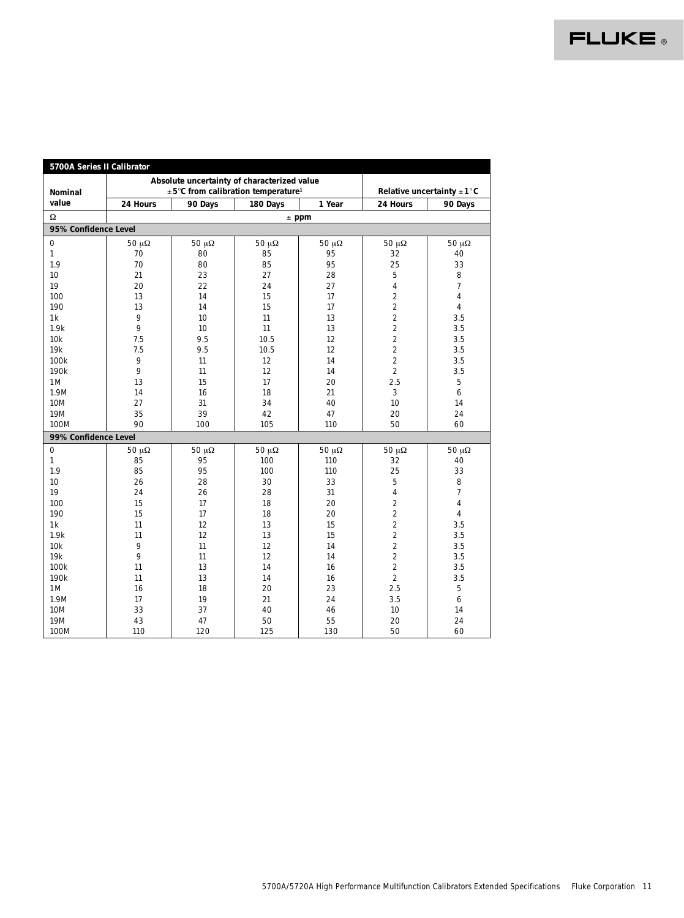| 5700A Series II Calibrator | | | | | | |
|---|---|---|---|---|---|---|
| Nominal value | Absolute uncertainty of characterized value ±5°C from calibration temperature[1] | | | | Relative uncertainty ±1°C | |
| | 24 Hours | 90 Days | 180 Days | 1 Year | 24 Hours | 90 Days |
| Ω | ± ppm | | | | | |
| **95% Confidence Level** | | | | | | |
| 0 | 50 μΩ | 50 μΩ | 50 μΩ | 50 μΩ | 50 μΩ | 50 μΩ |
| 1 | 70 | 80 | 85 | 95 | 32 | 40 |
| 1.9 | 70 | 80 | 85 | 95 | 25 | 33 |
| 10 | 21 | 23 | 27 | 28 | 5 | 8 |
| 19 | 20 | 22 | 24 | 27 | 4 | 7 |
| 100 | 13 | 14 | 15 | 17 | 2 | 4 |
| 190 | 13 | 14 | 15 | 17 | 2 | 4 |
| 1k | 9 | 10 | 11 | 13 | 2 | 3.5 |
| 1.9k | 9 | 10 | 11 | 13 | 2 | 3.5 |
| 10k | 7.5 | 9.5 | 10.5 | 12 | 2 | 3.5 |
| 19k | 7.5 | 9.5 | 10.5 | 12 | 2 | 3.5 |
| 100k | 9 | 11 | 12 | 14 | 2 | 3.5 |
| 190k | 9 | 11 | 12 | 14 | 2 | 3.5 |
| 1M | 13 | 15 | 17 | 20 | 2.5 | 5 |
| 1.9M | 14 | 16 | 18 | 21 | 3 | 6 |
| 10M | 27 | 31 | 34 | 40 | 10 | 14 |
| 19M | 35 | 39 | 42 | 47 | 20 | 24 |
| 100M | 90 | 100 | 105 | 110 | 50 | 60 |
| **99% Confidence Level** | | | | | | |
| 0 | 50 μΩ | 50 μΩ | 50 μΩ | 50 μΩ | 50 μΩ | 50 μΩ |
| 1 | 85 | 95 | 100 | 110 | 32 | 40 |
| 1.9 | 85 | 95 | 100 | 110 | 25 | 33 |
| 10 | 26 | 28 | 30 | 33 | 5 | 8 |
| 19 | 24 | 26 | 28 | 31 | 4 | 7 |
| 100 | 15 | 17 | 18 | 20 | 2 | 4 |
| 190 | 15 | 17 | 18 | 20 | 2 | 4 |
| 1k | 11 | 12 | 13 | 15 | 2 | 3.5 |
| 1.9k | 11 | 12 | 13 | 15 | 2 | 3.5 |
| 10k | 9 | 11 | 12 | 14 | 2 | 3.5 |
| 19k | 9 | 11 | 12 | 14 | 2 | 3.5 |
| 100k | 11 | 13 | 14 | 16 | 2 | 3.5 |
| 190k | 11 | 13 | 14 | 16 | 2 | 3.5 |
| 1M | 16 | 18 | 20 | 23 | 2.5 | 5 |
| 1.9M | 17 | 19 | 21 | 24 | 3.5 | 6 |
| 10M | 33 | 37 | 40 | 46 | 10 | 14 |
| 19M | 43 | 47 | 50 | 55 | 20 | 24 |
| 100M | 110 | 120 | 125 | 130 | 50 | 60 |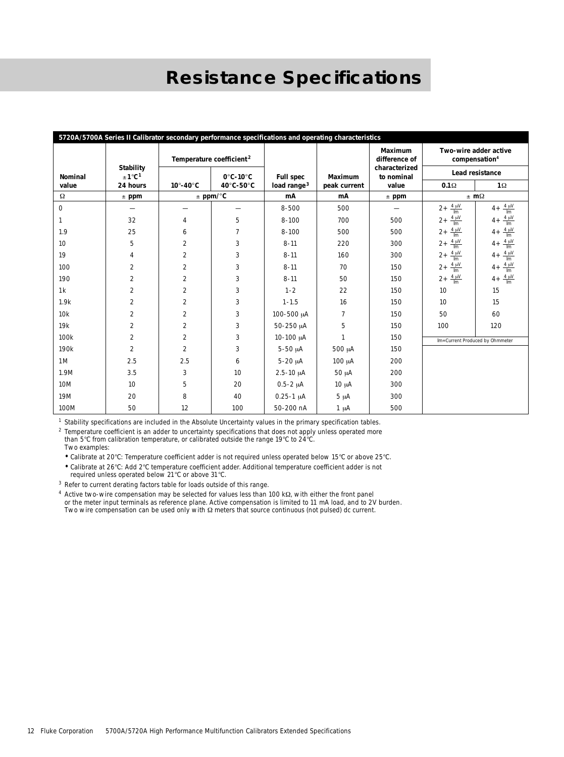# Resistance Specifications

| 5720A/5700A Series II Calibrator secondary performance specifications and operating characteristics | | | | | | | | |
|---|---|---|---|---|---|---|---|---|
| Nominal value | Stability $\pm 1°C$ [1] 24 hours | Temperature coefficient [2] | | Full spec load range [3] | Maximum peak current | Maximum difference of characterized to nominal value | Two-wire adder active compensation [4] | |
| | | | | | | | Lead resistance | |
| | | 10°-40°C | 0°C-10°C 40°C-50°C | | | | 0.1Ω | 1Ω |
| Ω | ± ppm | ± ppm/°C | | mA | mA | ± ppm | ± mΩ | |
| 0 | — | — | — | 8-500 | 500 | — | $2+\frac{4\ \mu V}{Im}$ | $4+\frac{4\ \mu V}{Im}$ |
| 1 | 32 | 4 | 5 | 8-100 | 700 | 500 | $2+\frac{4\ \mu V}{Im}$ | $4+\frac{4\ \mu V}{Im}$ |
| 1.9 | 25 | 6 | 7 | 8-100 | 500 | 500 | $2+\frac{4\ \mu V}{Im}$ | $4+\frac{4\ \mu V}{Im}$ |
| 10 | 5 | 2 | 3 | 8-11 | 220 | 300 | $2+\frac{4\ \mu V}{Im}$ | $4+\frac{4\ \mu V}{Im}$ |
| 19 | 4 | 2 | 3 | 8-11 | 160 | 300 | $2+\frac{4\ \mu V}{Im}$ | $4+\frac{4\ \mu V}{Im}$ |
| 100 | 2 | 2 | 3 | 8-11 | 70 | 150 | $2+\frac{4\ \mu V}{Im}$ | $4+\frac{4\ \mu V}{Im}$ |
| 190 | 2 | 2 | 3 | 8-11 | 50 | 150 | $2+\frac{4\ \mu V}{Im}$ | $4+\frac{4\ \mu V}{Im}$ |
| 1k | 2 | 2 | 3 | 1-2 | 22 | 150 | 10 | 15 |
| 1.9k | 2 | 2 | 3 | 1-1.5 | 16 | 150 | 10 | 15 |
| 10k | 2 | 2 | 3 | 100-500 μA | 7 | 150 | 50 | 60 |
| 19k | 2 | 2 | 3 | 50-250 μA | 5 | 150 | 100 | 120 |
| 100k | 2 | 2 | 3 | 10-100 μA | 1 | 150 | Im=Current Produced by Ohmmeter | |
| 190k | 2 | 2 | 3 | 5-50 μA | 500 μA | 150 | | |
| 1M | 2.5 | 2.5 | 6 | 5-20 μA | 100 μA | 200 | | |
| 1.9M | 3.5 | 3 | 10 | 2.5-10 μA | 50 μA | 200 | | |
| 10M | 10 | 5 | 20 | 0.5-2 μA | 10 μA | 300 | | |
| 19M | 20 | 8 | 40 | 0.25-1 μA | 5 μA | 300 | | |
| 100M | 50 | 12 | 100 | 50-200 nA | 1 μA | 500 | | |

[1] Stability specifications are included in the Absolute Uncertainty values in the primary specification tables.

[2] Temperature coefficient is an adder to uncertainty specifications that does not apply unless operated more than 5°C from calibration temperature, or calibrated outside the range 19°C to 24°C.
Two examples:

- Calibrate at 20°C: Temperature coefficient adder is not required unless operated below 15°C or above 25°C.
- Calibrate at 26°C: Add 2°C temperature coefficient adder. Additional temperature coefficient adder is not required unless operated below 21°C or above 31°C.

[3] Refer to current derating factors table for loads outside of this range.

[4] Active two-wire compensation may be selected for values less than 100 kΩ, with either the front panel or the meter input terminals as reference plane. Active compensation is limited to 11 mA load, and to 2V burden. Two wire compensation can be used only with Ω meters that source continuous (not pulsed) dc current.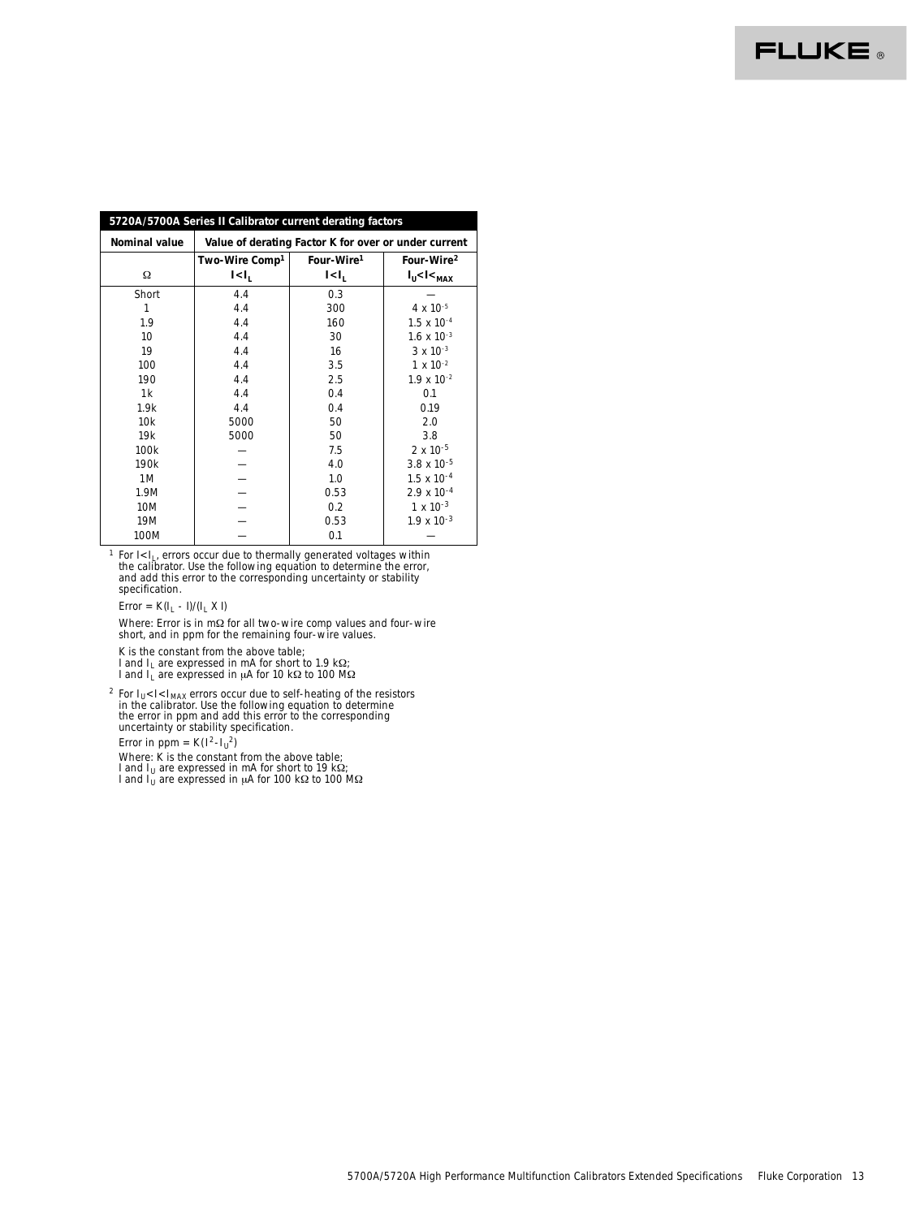| 5720A/5700A Series II Calibrator current derating factors | | | |
|---|---|---|---|
| Nominal value | Value of derating Factor K for over or under current | | |
| | Two-Wire Comp[1] | Four-Wire[1] | Four-Wire[2] |
| Ω | $I<I_L$ | $I<I_L$ | $I_U<I<I_{MAX}$ |
| Short | 4.4 | 0.3 | — |
| 1 | 4.4 | 300 | $4 \times 10^{-5}$ |
| 1.9 | 4.4 | 160 | $1.5 \times 10^{-4}$ |
| 10 | 4.4 | 30 | $1.6 \times 10^{-3}$ |
| 19 | 4.4 | 16 | $3 \times 10^{-3}$ |
| 100 | 4.4 | 3.5 | $1 \times 10^{-2}$ |
| 190 | 4.4 | 2.5 | $1.9 \times 10^{-2}$ |
| 1k | 4.4 | 0.4 | 0.1 |
| 1.9k | 4.4 | 0.4 | 0.19 |
| 10k | 5000 | 50 | 2.0 |
| 19k | 5000 | 50 | 3.8 |
| 100k | — | 7.5 | $2 \times 10^{-5}$ |
| 190k | — | 4.0 | $3.8 \times 10^{-5}$ |
| 1M | — | 1.0 | $1.5 \times 10^{-4}$ |
| 1.9M | — | 0.53 | $2.9 \times 10^{-4}$ |
| 10M | — | 0.2 | $1 \times 10^{-3}$ |
| 19M | — | 0.53 | $1.9 \times 10^{-3}$ |
| 100M | — | 0.1 | — |

[1] For $I<I_L$, errors occur due to thermally generated voltages within the calibrator. Use the following equation to determine the error, and add this error to the corresponding uncertainty or stability specification.

Error = $K(I_L - I)/(I_L \times I)$

Where: Error is in mΩ for all two-wire comp values and four-wire short, and in ppm for the remaining four-wire values.

K is the constant from the above table;
I and $I_L$ are expressed in mA for short to 1.9 kΩ;
I and $I_L$ are expressed in μA for 10 kΩ to 100 MΩ

[2] For $I_U<I<I_{MAX}$ errors occur due to self-heating of the resistors in the calibrator. Use the following equation to determine the error in ppm and add this error to the corresponding uncertainty or stability specification.

Error in ppm = $K(I^2-I_U^2)$

Where: K is the constant from the above table;
I and $I_U$ are expressed in mA for short to 19 kΩ;
I and $I_U$ are expressed in μA for 100 kΩ to 100 MΩ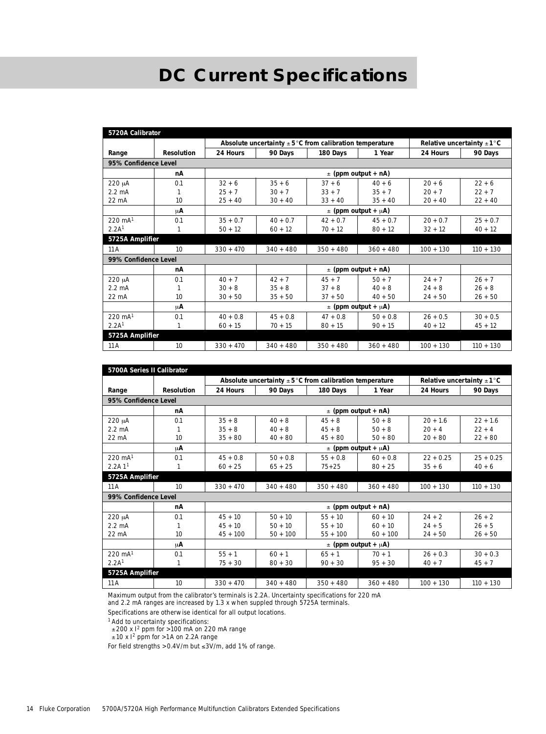# DC Current Specifications

| 5720A Calibrator | | | | | | | |
|---|---|---|---|---|---|---|---|
| | | Absolute uncertainty ±5°C from calibration temperature | | | | Relative uncertainty ±1°C | |
| Range | Resolution | 24 Hours | 90 Days | 180 Days | 1 Year | 24 Hours | 90 Days |
| **95% Confidence Level** | | | | | | | |
| | nA | ± (ppm output + nA) | | | | | |
| 220 μA | 0.1 | 32 + 6 | 35 + 6 | 37 + 6 | 40 + 6 | 20 + 6 | 22 + 6 |
| 2.2 mA | 1 | 25 + 7 | 30 + 7 | 33 + 7 | 35 + 7 | 20 + 7 | 22 + 7 |
| 22 mA | 10 | 25 + 40 | 30 + 40 | 33 + 40 | 35 + 40 | 20 + 40 | 22 + 40 |
| | μA | ± (ppm output + μA) | | | | | |
| 220 mA[1] | 0.1 | 35 + 0.7 | 40 + 0.7 | 42 + 0.7 | 45 + 0.7 | 20 + 0.7 | 25 + 0.7 |
| 2.2A[1] | 1 | 50 + 12 | 60 + 12 | 70 + 12 | 80 + 12 | 32 + 12 | 40 + 12 |
| **5725A Amplifier** | | | | | | | |
| 11A | 10 | 330 + 470 | 340 + 480 | 350 + 480 | 360 + 480 | 100 + 130 | 110 + 130 |
| **99% Confidence Level** | | | | | | | |
| | nA | ± (ppm output + nA) | | | | | |
| 220 μA | 0.1 | 40 + 7 | 42 + 7 | 45 + 7 | 50 + 7 | 24 + 7 | 26 + 7 |
| 2.2 mA | 1 | 30 + 8 | 35 + 8 | 37 + 8 | 40 + 8 | 24 + 8 | 26 + 8 |
| 22 mA | 10 | 30 + 50 | 35 + 50 | 37 + 50 | 40 + 50 | 24 + 50 | 26 + 50 |
| | μA | ± (ppm output + μA) | | | | | |
| 220 mA[1] | 0.1 | 40 + 0.8 | 45 + 0.8 | 47 + 0.8 | 50 + 0.8 | 26 + 0.5 | 30 + 0.5 |
| 2.2A[1] | 1 | 60 + 15 | 70 + 15 | 80 + 15 | 90 + 15 | 40 + 12 | 45 + 12 |
| **5725A Amplifier** | | | | | | | |
| 11A | 10 | 330 + 470 | 340 + 480 | 350 + 480 | 360 + 480 | 100 + 130 | 110 + 130 |

| 5700A Series II Calibrator | | | | | | | |
|---|---|---|---|---|---|---|---|
| | | Absolute uncertainty ±5°C from calibration temperature | | | | Relative uncertainty ±1°C | |
| Range | Resolution | 24 Hours | 90 Days | 180 Days | 1 Year | 24 Hours | 90 Days |
| **95% Confidence Level** | | | | | | | |
| | nA | ± (ppm output + nA) | | | | | |
| 220 μA | 0.1 | 35 + 8 | 40 + 8 | 45 + 8 | 50 + 8 | 20 + 1.6 | 22 + 1.6 |
| 2.2 mA | 1 | 35 + 8 | 40 + 8 | 45 + 8 | 50 + 8 | 20 + 4 | 22 + 4 |
| 22 mA | 10 | 35 + 80 | 40 + 80 | 45 + 80 | 50 + 80 | 20 + 80 | 22 + 80 |
| | μA | ± (ppm output + μA) | | | | | |
| 220 mA[1] | 0.1 | 45 + 0.8 | 50 + 0.8 | 55 + 0.8 | 60 + 0.8 | 22 + 0.25 | 25 + 0.25 |
| 2.2A 1[1] | 1 | 60 + 25 | 65 + 25 | 75+25 | 80 + 25 | 35 + 6 | 40 + 6 |
| **5725A Amplifier** | | | | | | | |
| 11A | 10 | 330 + 470 | 340 + 480 | 350 + 480 | 360 + 480 | 100 + 130 | 110 + 130 |
| **99% Confidence Level** | | | | | | | |
| | nA | ± (ppm output + nA) | | | | | |
| 220 μA | 0.1 | 45 + 10 | 50 + 10 | 55 + 10 | 60 + 10 | 24 + 2 | 26 + 2 |
| 2.2 mA | 1 | 45 + 10 | 50 + 10 | 55 + 10 | 60 + 10 | 24 + 5 | 26 + 5 |
| 22 mA | 10 | 45 + 100 | 50 + 100 | 55 + 100 | 60 + 100 | 24 + 50 | 26 + 50 |
| | μA | ± (ppm output + μA) | | | | | |
| 220 mA[1] | 0.1 | 55 + 1 | 60 + 1 | 65 + 1 | 70 + 1 | 26 + 0.3 | 30 + 0.3 |
| 2.2A[1] | 1 | 75 + 30 | 80 + 30 | 90 + 30 | 95 + 30 | 40 + 7 | 45 + 7 |
| **5725A Amplifier** | | | | | | | |
| 11A | 10 | 330 + 470 | 340 + 480 | 350 + 480 | 360 + 480 | 100 + 130 | 110 + 130 |

Maximum output from the calibrator's terminals is 2.2A. Uncertainty specifications for 220 mA and 2.2 mA ranges are increased by 1.3 x when suppled through 5725A terminals.

Specifications are otherwise identical for all output locations.

[1] Add to uncertainty specifications:
±200 x $I^2$ ppm for >100 mA on 220 mA range
±10 x $I^2$ ppm for >1A on 2.2A range

For field strengths >0.4V/m but ≤3V/m, add 1% of range.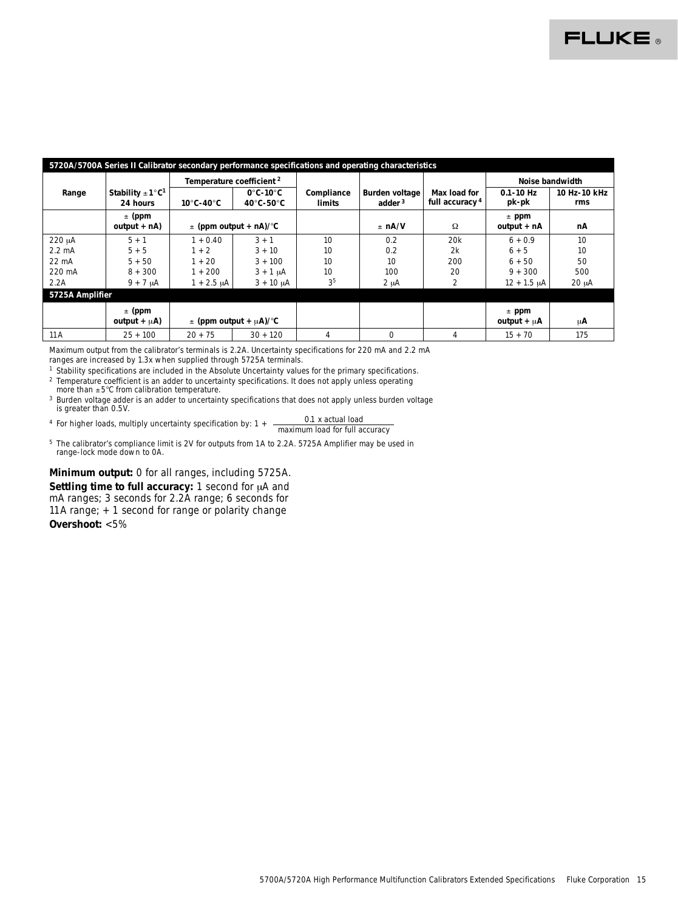| 5720A/5700A Series II Calibrator secondary performance specifications and operating characteristics | | | | | | | | |
|---|---|---|---|---|---|---|---|---|
| Range | Stability ±1°C[1] 24 hours | Temperature coefficient[2] 10°C-40°C | 0°C-10°C 40°C-50°C | Compliance limits | Burden voltage adder[3] | Max load for full accuracy[4] | Noise bandwidth 0.1-10 Hz pk-pk | 10 Hz-10 kHz rms |
| | ± (ppm output + nA) | ± (ppm output + nA)/°C | | | ± nA/V | Ω | ± ppm output + nA | nA |
| 220 μA | 5 + 1 | 1 + 0.40 | 3 + 1 | 10 | 0.2 | 20k | 6 + 0.9 | 10 |
| 2.2 mA | 5 + 5 | 1 + 2 | 3 + 10 | 10 | 0.2 | 2k | 6 + 5 | 10 |
| 22 mA | 5 + 50 | 1 + 20 | 3 + 100 | 10 | 10 | 200 | 6 + 50 | 50 |
| 220 mA | 8 + 300 | 1 + 200 | 3 + 1 μA | 10 | 100 | 20 | 9 + 300 | 500 |
| 2.2A | 9 + 7 μA | 1 + 2.5 μA | 3 + 10 μA | 3[5] | 2 μA | 2 | 12 + 1.5 μA | 20 μA |
| **5725A Amplifier** | | | | | | | | |
| | ± (ppm output + μA) | ± (ppm output + μA)/°C | | | | | ± ppm output + μA | μA |
| 11A | 25 + 100 | 20 + 75 | 30 + 120 | 4 | 0 | 4 | 15 + 70 | 175 |

Maximum output from the calibrator's terminals is 2.2A. Uncertainty specifications for 220 mA and 2.2 mA ranges are increased by 1.3x when supplied through 5725A terminals.

[1] Stability specifications are included in the Absolute Uncertainty values for the primary specifications.

[2] Temperature coefficient is an adder to uncertainty specifications. It does not apply unless operating more than ±5°C from calibration temperature.

[3] Burden voltage adder is an adder to uncertainty specifications that does not apply unless burden voltage is greater than 0.5V.

[4] For higher loads, multiply uncertainty specification by: $1 + \dfrac{0.1 \text{ x actual load}}{\text{maximum load for full accuracy}}$

[5] The calibrator's compliance limit is 2V for outputs from 1A to 2.2A. 5725A Amplifier may be used in range-lock mode down to 0A.

**Minimum output:** 0 for all ranges, including 5725A.

**Settling time to full accuracy:** 1 second for μA and mA ranges; 3 seconds for 2.2A range; 6 seconds for 11A range; + 1 second for range or polarity change

**Overshoot:** <5%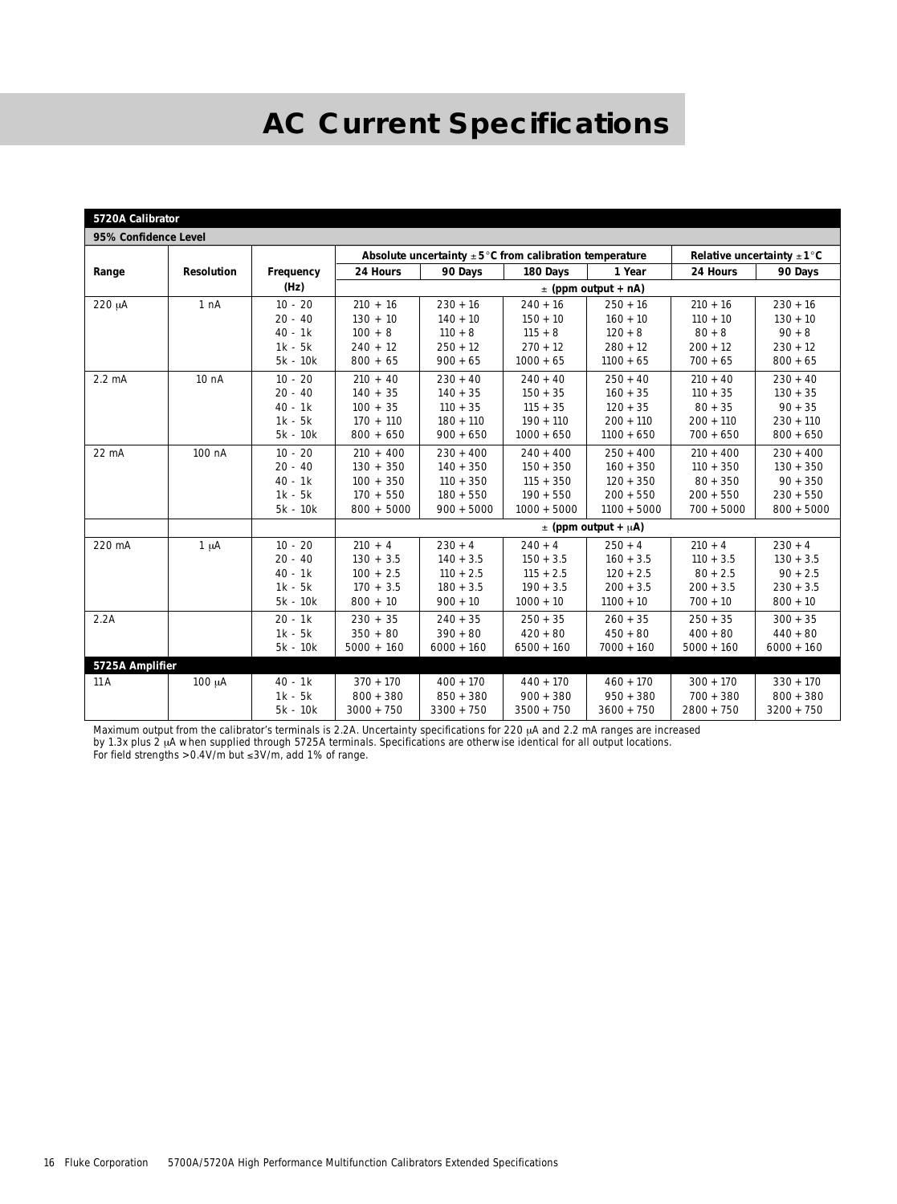# AC Current Specifications

| 5720A Calibrator | | | | | | | | |
|---|---|---|---|---|---|---|---|---|
| 95% Confidence Level | | | | | | | | |
| | | | Absolute uncertainty ±5°C from calibration temperature | | | | Relative uncertainty ±1°C | |
| Range | Resolution | Frequency (Hz) | 24 Hours | 90 Days | 180 Days | 1 Year | 24 Hours | 90 Days |
| | | | ± (ppm output + nA) | | | | | |
| 220 μA | 1 nA | 10 - 20 | 210 + 16 | 230 + 16 | 240 + 16 | 250 + 16 | 210 + 16 | 230 + 16 |
| | | 20 - 40 | 130 + 10 | 140 + 10 | 150 + 10 | 160 + 10 | 110 + 10 | 130 + 10 |
| | | 40 - 1k | 100 + 8 | 110 + 8 | 115 + 8 | 120 + 8 | 80 + 8 | 90 + 8 |
| | | 1k - 5k | 240 + 12 | 250 + 12 | 270 + 12 | 280 + 12 | 200 + 12 | 230 + 12 |
| | | 5k - 10k | 800 + 65 | 900 + 65 | 1000 + 65 | 1100 + 65 | 700 + 65 | 800 + 65 |
| 2.2 mA | 10 nA | 10 - 20 | 210 + 40 | 230 + 40 | 240 + 40 | 250 + 40 | 210 + 40 | 230 + 40 |
| | | 20 - 40 | 140 + 35 | 140 + 35 | 150 + 35 | 160 + 35 | 110 + 35 | 130 + 35 |
| | | 40 - 1k | 100 + 35 | 110 + 35 | 115 + 35 | 120 + 35 | 80 + 35 | 90 + 35 |
| | | 1k - 5k | 170 + 110 | 180 + 110 | 190 + 110 | 200 + 110 | 200 + 110 | 230 + 110 |
| | | 5k - 10k | 800 + 650 | 900 + 650 | 1000 + 650 | 1100 + 650 | 700 + 650 | 800 + 650 |
| 22 mA | 100 nA | 10 - 20 | 210 + 400 | 230 + 400 | 240 + 400 | 250 + 400 | 210 + 400 | 230 + 400 |
| | | 20 - 40 | 130 + 350 | 140 + 350 | 150 + 350 | 160 + 350 | 110 + 350 | 130 + 350 |
| | | 40 - 1k | 100 + 350 | 110 + 350 | 115 + 350 | 120 + 350 | 80 + 350 | 90 + 350 |
| | | 1k - 5k | 170 + 550 | 180 + 550 | 190 + 550 | 200 + 550 | 200 + 550 | 230 + 550 |
| | | 5k - 10k | 800 + 5000 | 900 + 5000 | 1000 + 5000 | 1100 + 5000 | 700 + 5000 | 800 + 5000 |
| | | | ± (ppm output + μA) | | | | | |
| 220 mA | 1 μA | 10 - 20 | 210 + 4 | 230 + 4 | 240 + 4 | 250 + 4 | 210 + 4 | 230 + 4 |
| | | 20 - 40 | 130 + 3.5 | 140 + 3.5 | 150 + 3.5 | 160 + 3.5 | 110 + 3.5 | 130 + 3.5 |
| | | 40 - 1k | 100 + 2.5 | 110 + 2.5 | 115 + 2.5 | 120 + 2.5 | 80 + 2.5 | 90 + 2.5 |
| | | 1k - 5k | 170 + 3.5 | 180 + 3.5 | 190 + 3.5 | 200 + 3.5 | 200 + 3.5 | 230 + 3.5 |
| | | 5k - 10k | 800 + 10 | 900 + 10 | 1000 + 10 | 1100 + 10 | 700 + 10 | 800 + 10 |
| 2.2A | | 20 - 1k | 230 + 35 | 240 + 35 | 250 + 35 | 260 + 35 | 250 + 35 | 300 + 35 |
| | | 1k - 5k | 350 + 80 | 390 + 80 | 420 + 80 | 450 + 80 | 400 + 80 | 440 + 80 |
| | | 5k - 10k | 5000 + 160 | 6000 + 160 | 6500 + 160 | 7000 + 160 | 5000 + 160 | 6000 + 160 |
| 5725A Amplifier | | | | | | | | |
| 11A | 100 μA | 40 - 1k | 370 + 170 | 400 + 170 | 440 + 170 | 460 + 170 | 300 + 170 | 330 + 170 |
| | | 1k - 5k | 800 + 380 | 850 + 380 | 900 + 380 | 950 + 380 | 700 + 380 | 800 + 380 |
| | | 5k - 10k | 3000 + 750 | 3300 + 750 | 3500 + 750 | 3600 + 750 | 2800 + 750 | 3200 + 750 |

Maximum output from the calibrator's terminals is 2.2A. Uncertainty specifications for 220 μA and 2.2 mA ranges are increased by 1.3x plus 2 μA when supplied through 5725A terminals. Specifications are otherwise identical for all output locations.
For field strengths >0.4V/m but ≤3V/m, add 1% of range.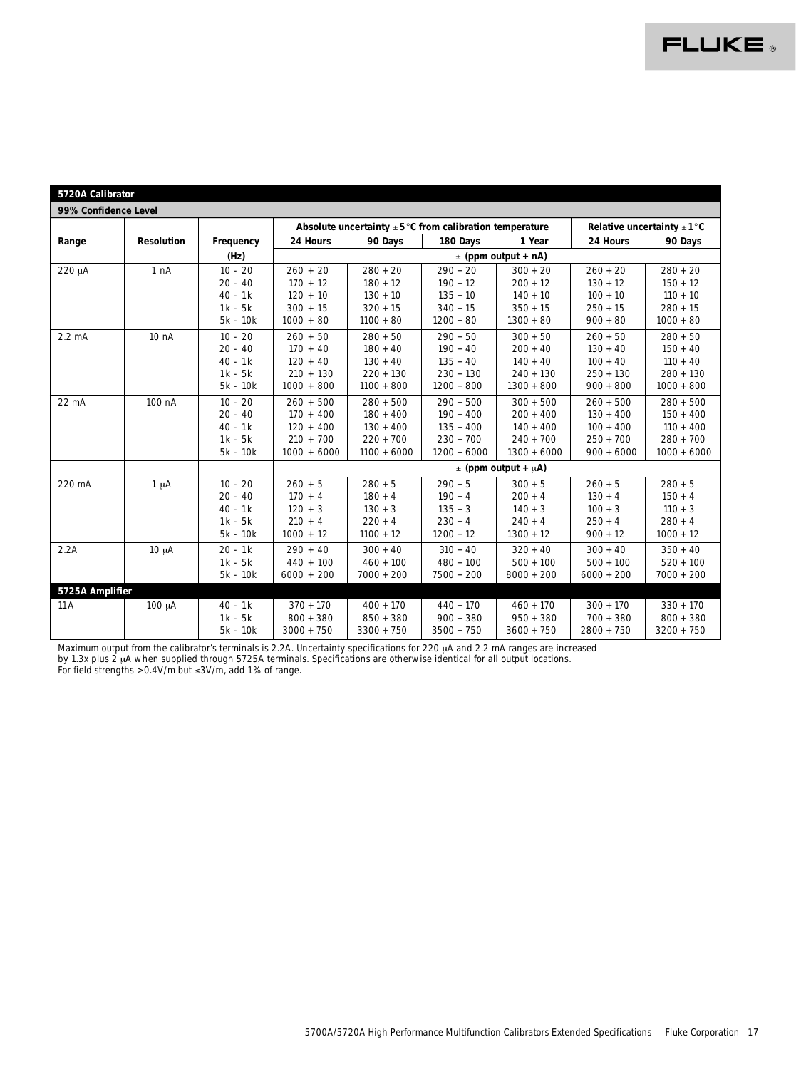| 5720A Calibrator | | | | | | | | |
|---|---|---|---|---|---|---|---|---|
| 99% Confidence Level | | | | | | | | |
| | | | Absolute uncertainty ±5 °C from calibration temperature | | | | Relative uncertainty ±1 °C | |
| Range | Resolution | Frequency | 24 Hours | 90 Days | 180 Days | 1 Year | 24 Hours | 90 Days |
| | | (Hz) | ± (ppm output + nA) | | | | | |
| 220 μA | 1 nA | 10 - 20 | 260 + 20 | 280 + 20 | 290 + 20 | 300 + 20 | 260 + 20 | 280 + 20 |
| | | 20 - 40 | 170 + 12 | 180 + 12 | 190 + 12 | 200 + 12 | 130 + 12 | 150 + 12 |
| | | 40 - 1k | 120 + 10 | 130 + 10 | 135 + 10 | 140 + 10 | 100 + 10 | 110 + 10 |
| | | 1k - 5k | 300 + 15 | 320 + 15 | 340 + 15 | 350 + 15 | 250 + 15 | 280 + 15 |
| | | 5k - 10k | 1000 + 80 | 1100 + 80 | 1200 + 80 | 1300 + 80 | 900 + 80 | 1000 + 80 |
| 2.2 mA | 10 nA | 10 - 20 | 260 + 50 | 280 + 50 | 290 + 50 | 300 + 50 | 260 + 50 | 280 + 50 |
| | | 20 - 40 | 170 + 40 | 180 + 40 | 190 + 40 | 200 + 40 | 130 + 40 | 150 + 40 |
| | | 40 - 1k | 120 + 40 | 130 + 40 | 135 + 40 | 140 + 40 | 100 + 40 | 110 + 40 |
| | | 1k - 5k | 210 + 130 | 220 + 130 | 230 + 130 | 240 + 130 | 250 + 130 | 280 + 130 |
| | | 5k - 10k | 1000 + 800 | 1100 + 800 | 1200 + 800 | 1300 + 800 | 900 + 800 | 1000 + 800 |
| 22 mA | 100 nA | 10 - 20 | 260 + 500 | 280 + 500 | 290 + 500 | 300 + 500 | 260 + 500 | 280 + 500 |
| | | 20 - 40 | 170 + 400 | 180 + 400 | 190 + 400 | 200 + 400 | 130 + 400 | 150 + 400 |
| | | 40 - 1k | 120 + 400 | 130 + 400 | 135 + 400 | 140 + 400 | 100 + 400 | 110 + 400 |
| | | 1k - 5k | 210 + 700 | 220 + 700 | 230 + 700 | 240 + 700 | 250 + 700 | 280 + 700 |
| | | 5k - 10k | 1000 + 6000 | 1100 + 6000 | 1200 + 6000 | 1300 + 6000 | 900 + 6000 | 1000 + 6000 |
| | | | ± (ppm output + μA) | | | | | |
| 220 mA | 1 μA | 10 - 20 | 260 + 5 | 280 + 5 | 290 + 5 | 300 + 5 | 260 + 5 | 280 + 5 |
| | | 20 - 40 | 170 + 4 | 180 + 4 | 190 + 4 | 200 + 4 | 130 + 4 | 150 + 4 |
| | | 40 - 1k | 120 + 3 | 130 + 3 | 135 + 3 | 140 + 3 | 100 + 3 | 110 + 3 |
| | | 1k - 5k | 210 + 4 | 220 + 4 | 230 + 4 | 240 + 4 | 250 + 4 | 280 + 4 |
| | | 5k - 10k | 1000 + 12 | 1100 + 12 | 1200 + 12 | 1300 + 12 | 900 + 12 | 1000 + 12 |
| 2.2A | 10 μA | 20 - 1k | 290 + 40 | 300 + 40 | 310 + 40 | 320 + 40 | 300 + 40 | 350 + 40 |
| | | 1k - 5k | 440 + 100 | 460 + 100 | 480 + 100 | 500 + 100 | 500 + 100 | 520 + 100 |
| | | 5k - 10k | 6000 + 200 | 7000 + 200 | 7500 + 200 | 8000 + 200 | 6000 + 200 | 7000 + 200 |
| 5725A Amplifier | | | | | | | | |
| 11A | 100 μA | 40 - 1k | 370 + 170 | 400 + 170 | 440 + 170 | 460 + 170 | 300 + 170 | 330 + 170 |
| | | 1k - 5k | 800 + 380 | 850 + 380 | 900 + 380 | 950 + 380 | 700 + 380 | 800 + 380 |
| | | 5k - 10k | 3000 + 750 | 3300 + 750 | 3500 + 750 | 3600 + 750 | 2800 + 750 | 3200 + 750 |

Maximum output from the calibrator's terminals is 2.2A. Uncertainty specifications for 220 μA and 2.2 mA ranges are increased by 1.3x plus 2 μA when supplied through 5725A terminals. Specifications are otherwise identical for all output locations.
For field strengths >0.4V/m but ≤3V/m, add 1% of range.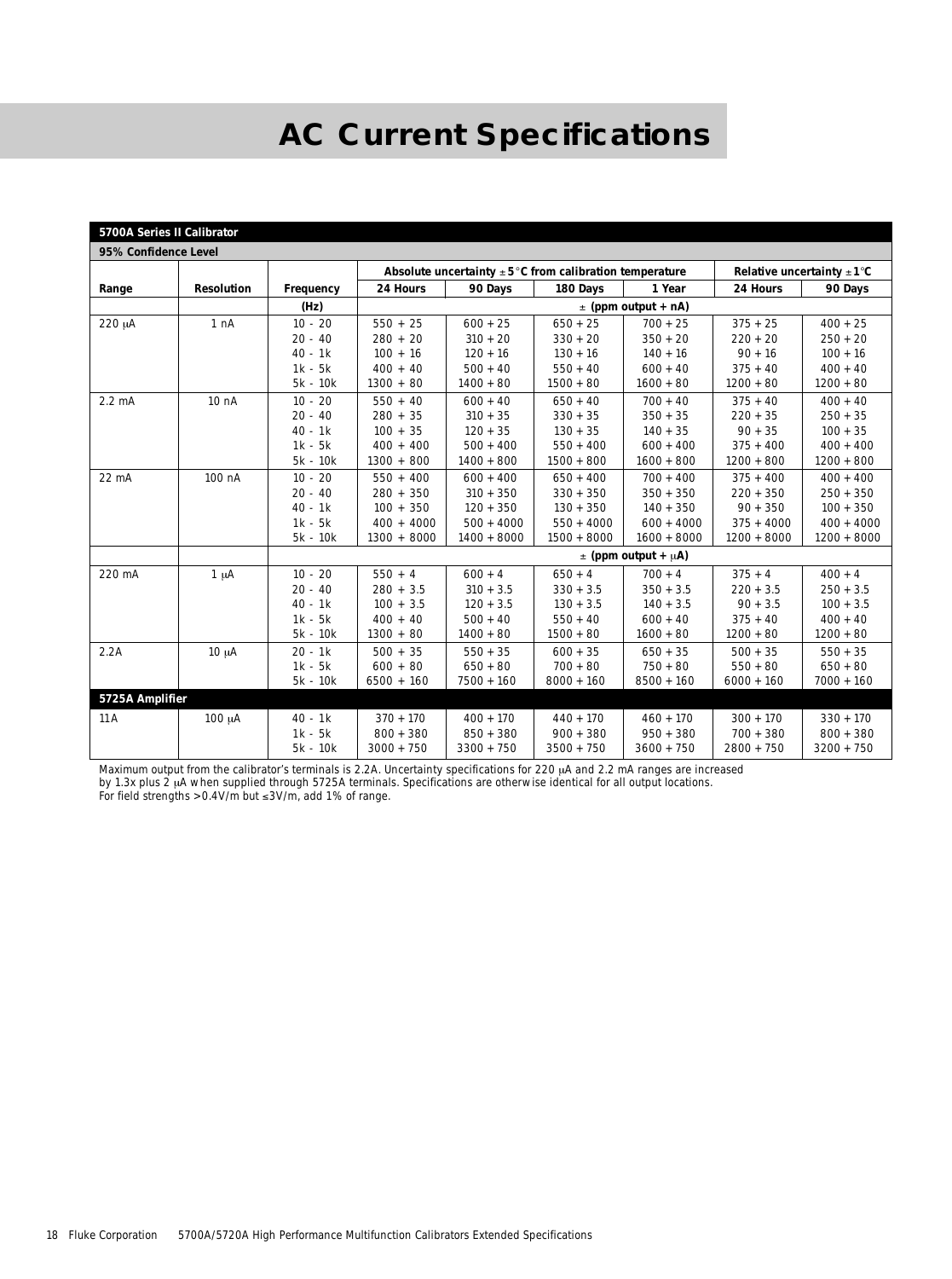# AC Current Specifications

| 5700A Series II Calibrator | | | | | | | | |
|---|---|---|---|---|---|---|---|---|
| 95% Confidence Level | | | | | | | | |
| | | | Absolute uncertainty ±5°C from calibration temperature | | | | Relative uncertainty ±1°C | |
| Range | Resolution | Frequency | 24 Hours | 90 Days | 180 Days | 1 Year | 24 Hours | 90 Days |
| | | (Hz) | ± (ppm output + nA) | | | | | |
| 220 μA | 1 nA | 10 - 20 | 550 + 25 | 600 + 25 | 650 + 25 | 700 + 25 | 375 + 25 | 400 + 25 |
| | | 20 - 40 | 280 + 20 | 310 + 20 | 330 + 20 | 350 + 20 | 220 + 20 | 250 + 20 |
| | | 40 - 1k | 100 + 16 | 120 + 16 | 130 + 16 | 140 + 16 | 90 + 16 | 100 + 16 |
| | | 1k - 5k | 400 + 40 | 500 + 40 | 550 + 40 | 600 + 40 | 375 + 40 | 400 + 40 |
| | | 5k - 10k | 1300 + 80 | 1400 + 80 | 1500 + 80 | 1600 + 80 | 1200 + 80 | 1200 + 80 |
| 2.2 mA | 10 nA | 10 - 20 | 550 + 40 | 600 + 40 | 650 + 40 | 700 + 40 | 375 + 40 | 400 + 40 |
| | | 20 - 40 | 280 + 35 | 310 + 35 | 330 + 35 | 350 + 35 | 220 + 35 | 250 + 35 |
| | | 40 - 1k | 100 + 35 | 120 + 35 | 130 + 35 | 140 + 35 | 90 + 35 | 100 + 35 |
| | | 1k - 5k | 400 + 400 | 500 + 400 | 550 + 400 | 600 + 400 | 375 + 400 | 400 + 400 |
| | | 5k - 10k | 1300 + 800 | 1400 + 800 | 1500 + 800 | 1600 + 800 | 1200 + 800 | 1200 + 800 |
| 22 mA | 100 nA | 10 - 20 | 550 + 400 | 600 + 400 | 650 + 400 | 700 + 400 | 375 + 400 | 400 + 400 |
| | | 20 - 40 | 280 + 350 | 310 + 350 | 330 + 350 | 350 + 350 | 220 + 350 | 250 + 350 |
| | | 40 - 1k | 100 + 350 | 120 + 350 | 130 + 350 | 140 + 350 | 90 + 350 | 100 + 350 |
| | | 1k - 5k | 400 + 4000 | 500 + 4000 | 550 + 4000 | 600 + 4000 | 375 + 4000 | 400 + 4000 |
| | | 5k - 10k | 1300 + 8000 | 1400 + 8000 | 1500 + 8000 | 1600 + 8000 | 1200 + 8000 | 1200 + 8000 |
| | | | ± (ppm output + μA) | | | | | |
| 220 mA | 1 μA | 10 - 20 | 550 + 4 | 600 + 4 | 650 + 4 | 700 + 4 | 375 + 4 | 400 + 4 |
| | | 20 - 40 | 280 + 3.5 | 310 + 3.5 | 330 + 3.5 | 350 + 3.5 | 220 + 3.5 | 250 + 3.5 |
| | | 40 - 1k | 100 + 3.5 | 120 + 3.5 | 130 + 3.5 | 140 + 3.5 | 90 + 3.5 | 100 + 3.5 |
| | | 1k - 5k | 400 + 40 | 500 + 40 | 550 + 40 | 600 + 40 | 375 + 40 | 400 + 40 |
| | | 5k - 10k | 1300 + 80 | 1400 + 80 | 1500 + 80 | 1600 + 80 | 1200 + 80 | 1200 + 80 |
| 2.2A | 10 μA | 20 - 1k | 500 + 35 | 550 + 35 | 600 + 35 | 650 + 35 | 500 + 35 | 550 + 35 |
| | | 1k - 5k | 600 + 80 | 650 + 80 | 700 + 80 | 750 + 80 | 550 + 80 | 650 + 80 |
| | | 5k - 10k | 6500 + 160 | 7500 + 160 | 8000 + 160 | 8500 + 160 | 6000 + 160 | 7000 + 160 |
| 5725A Amplifier | | | | | | | | |
| 11A | 100 μA | 40 - 1k | 370 + 170 | 400 + 170 | 440 + 170 | 460 + 170 | 300 + 170 | 330 + 170 |
| | | 1k - 5k | 800 + 380 | 850 + 380 | 900 + 380 | 950 + 380 | 700 + 380 | 800 + 380 |
| | | 5k - 10k | 3000 + 750 | 3300 + 750 | 3500 + 750 | 3600 + 750 | 2800 + 750 | 3200 + 750 |

Maximum output from the calibrator's terminals is 2.2A. Uncertainty specifications for 220 μA and 2.2 mA ranges are increased by 1.3x plus 2 μA when supplied through 5725A terminals. Specifications are otherwise identical for all output locations.
For field strengths >0.4V/m but ≤3V/m, add 1% of range.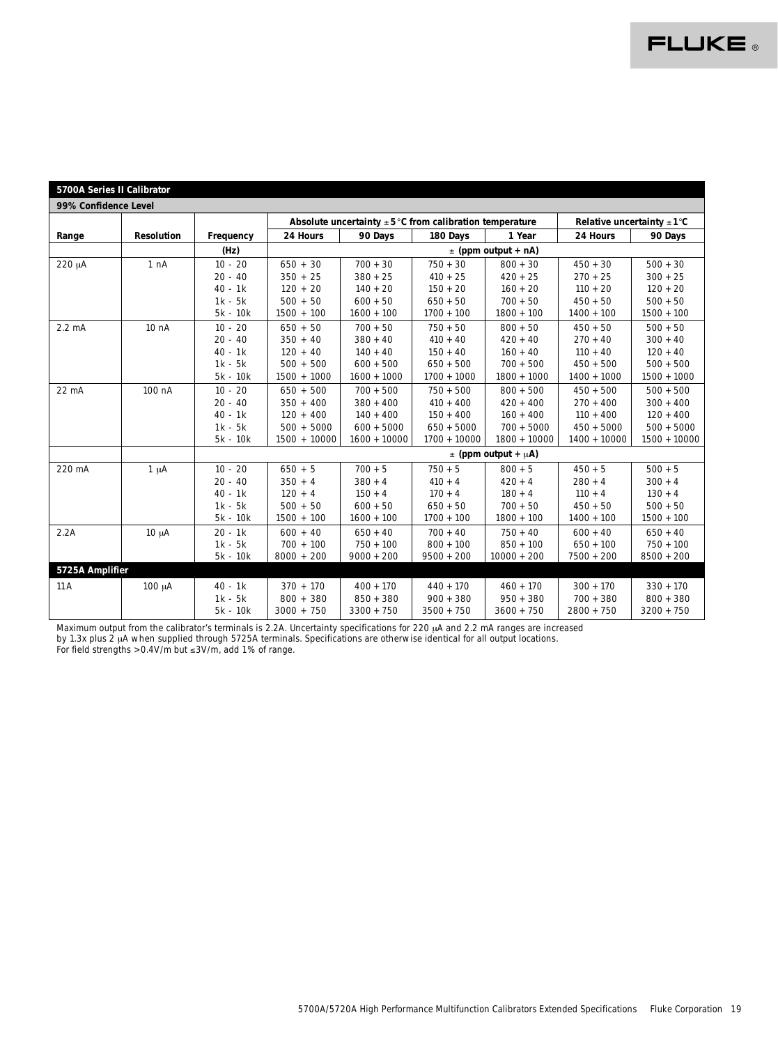| 5700A Series II Calibrator | | | | | | | | |
|---|---|---|---|---|---|---|---|---|
| 99% Confidence Level | | | | | | | | |
| | | | Absolute uncertainty ±5°C from calibration temperature | | | | Relative uncertainty ±1°C | |
| Range | Resolution | Frequency | 24 Hours | 90 Days | 180 Days | 1 Year | 24 Hours | 90 Days |
| | | (Hz) | ± (ppm output + nA) | | | | | |
| 220 μA | 1 nA | 10 - 20 | 650 + 30 | 700 + 30 | 750 + 30 | 800 + 30 | 450 + 30 | 500 + 30 |
| | | 20 - 40 | 350 + 25 | 380 + 25 | 410 + 25 | 420 + 25 | 270 + 25 | 300 + 25 |
| | | 40 - 1k | 120 + 20 | 140 + 20 | 150 + 20 | 160 + 20 | 110 + 20 | 120 + 20 |
| | | 1k - 5k | 500 + 50 | 600 + 50 | 650 + 50 | 700 + 50 | 450 + 50 | 500 + 50 |
| | | 5k - 10k | 1500 + 100 | 1600 + 100 | 1700 + 100 | 1800 + 100 | 1400 + 100 | 1500 + 100 |
| 2.2 mA | 10 nA | 10 - 20 | 650 + 50 | 700 + 50 | 750 + 50 | 800 + 50 | 450 + 50 | 500 + 50 |
| | | 20 - 40 | 350 + 40 | 380 + 40 | 410 + 40 | 420 + 40 | 270 + 40 | 300 + 40 |
| | | 40 - 1k | 120 + 40 | 140 + 40 | 150 + 40 | 160 + 40 | 110 + 40 | 120 + 40 |
| | | 1k - 5k | 500 + 500 | 600 + 500 | 650 + 500 | 700 + 500 | 450 + 500 | 500 + 500 |
| | | 5k - 10k | 1500 + 1000 | 1600 + 1000 | 1700 + 1000 | 1800 + 1000 | 1400 + 1000 | 1500 + 1000 |
| 22 mA | 100 nA | 10 - 20 | 650 + 500 | 700 + 500 | 750 + 500 | 800 + 500 | 450 + 500 | 500 + 500 |
| | | 20 - 40 | 350 + 400 | 380 + 400 | 410 + 400 | 420 + 400 | 270 + 400 | 300 + 400 |
| | | 40 - 1k | 120 + 400 | 140 + 400 | 150 + 400 | 160 + 400 | 110 + 400 | 120 + 400 |
| | | 1k - 5k | 500 + 5000 | 600 + 5000 | 650 + 5000 | 700 + 5000 | 450 + 5000 | 500 + 5000 |
| | | 5k - 10k | 1500 + 10000 | 1600 + 10000 | 1700 + 10000 | 1800 + 10000 | 1400 + 10000 | 1500 + 10000 |
| | | | ± (ppm output + μA) | | | | | |
| 220 mA | 1 μA | 10 - 20 | 650 + 5 | 700 + 5 | 750 + 5 | 800 + 5 | 450 + 5 | 500 + 5 |
| | | 20 - 40 | 350 + 4 | 380 + 4 | 410 + 4 | 420 + 4 | 280 + 4 | 300 + 4 |
| | | 40 - 1k | 120 + 4 | 150 + 4 | 170 + 4 | 180 + 4 | 110 + 4 | 130 + 4 |
| | | 1k - 5k | 500 + 50 | 600 + 50 | 650 + 50 | 700 + 50 | 450 + 50 | 500 + 50 |
| | | 5k - 10k | 1500 + 100 | 1600 + 100 | 1700 + 100 | 1800 + 100 | 1400 + 100 | 1500 + 100 |
| 2.2A | 10 μA | 20 - 1k | 600 + 40 | 650 + 40 | 700 + 40 | 750 + 40 | 600 + 40 | 650 + 40 |
| | | 1k - 5k | 700 + 100 | 750 + 100 | 800 + 100 | 850 + 100 | 650 + 100 | 750 + 100 |
| | | 5k - 10k | 8000 + 200 | 9000 + 200 | 9500 + 200 | 10000 + 200 | 7500 + 200 | 8500 + 200 |
| 5725A Amplifier | | | | | | | | |
| 11A | 100 μA | 40 - 1k | 370 + 170 | 400 + 170 | 440 + 170 | 460 + 170 | 300 + 170 | 330 + 170 |
| | | 1k - 5k | 800 + 380 | 850 + 380 | 900 + 380 | 950 + 380 | 700 + 380 | 800 + 380 |
| | | 5k - 10k | 3000 + 750 | 3300 + 750 | 3500 + 750 | 3600 + 750 | 2800 + 750 | 3200 + 750 |

Maximum output from the calibrator's terminals is 2.2A. Uncertainty specifications for 220 μA and 2.2 mA ranges are increased by 1.3x plus 2 μA when supplied through 5725A terminals. Specifications are otherwise identical for all output locations.
For field strengths >0.4V/m but ≤3V/m, add 1% of range.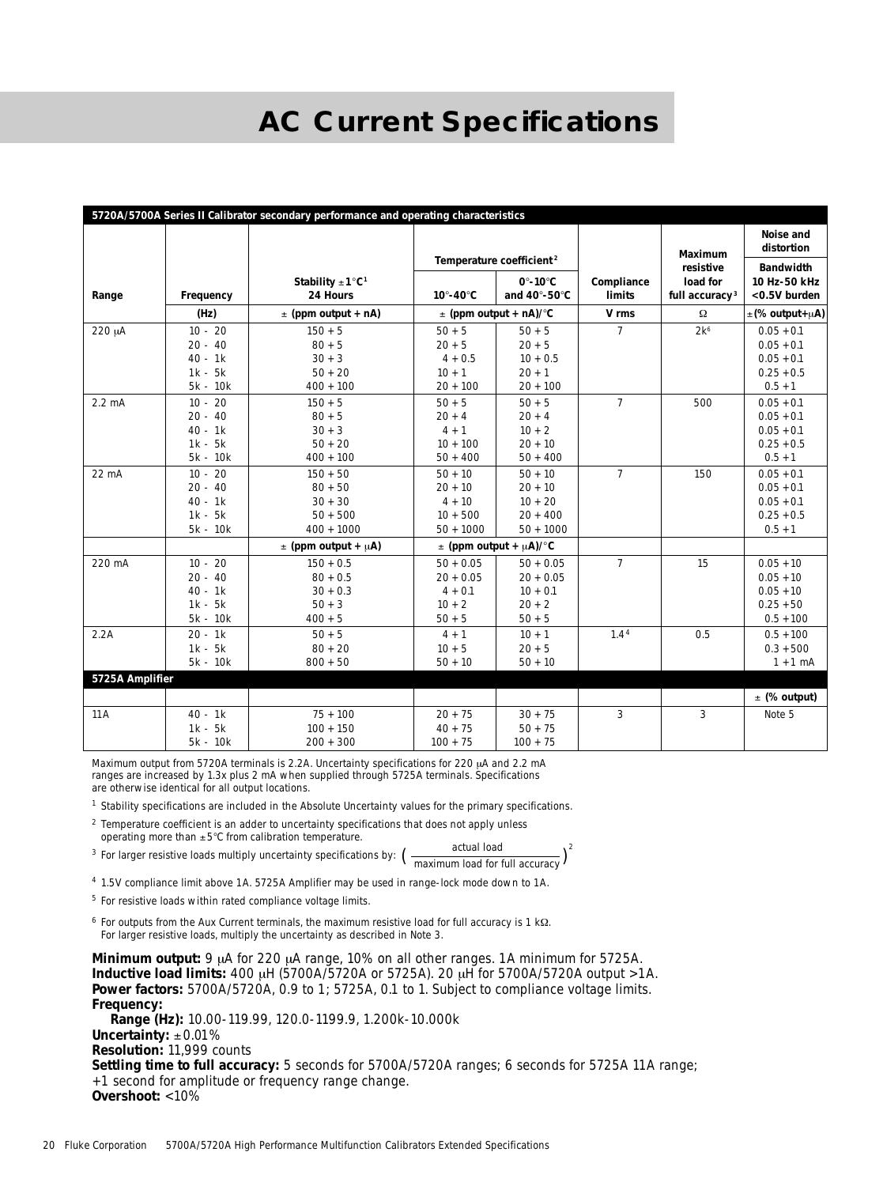# AC Current Specifications

| 5720A/5700A Series II Calibrator secondary performance and operating characteristics | | | | | | | |
|---|---|---|---|---|---|---|---|
| | | | Temperature coefficient[2] | | | Maximum resistive | Noise and distortion |
| Range | Frequency | Stability ±1°C[1] 24 Hours | 10°-40°C | 0°-10°C and 40°-50°C | Compliance limits | load for full accuracy[3] | Bandwidth 10 Hz-50 kHz <0.5V burden |
| | (Hz) | ± (ppm output + nA) | ± (ppm output + nA)/°C | | V rms | Ω | ±(% output+μA) |
| 220 μA | 10 - 20 | 150 + 5 | 50 + 5 | 50 + 5 | 7 | 2k[6] | 0.05 + 0.1 |
| | 20 - 40 | 80 + 5 | 20 + 5 | 20 + 5 | | | 0.05 + 0.1 |
| | 40 - 1k | 30 + 3 | 4 + 0.5 | 10 + 0.5 | | | 0.05 + 0.1 |
| | 1k - 5k | 50 + 20 | 10 + 1 | 20 + 1 | | | 0.25 + 0.5 |
| | 5k - 10k | 400 + 100 | 20 + 100 | 20 + 100 | | | 0.5 + 1 |
| 2.2 mA | 10 - 20 | 150 + 5 | 50 + 5 | 50 + 5 | 7 | 500 | 0.05 + 0.1 |
| | 20 - 40 | 80 + 5 | 20 + 4 | 20 + 4 | | | 0.05 + 0.1 |
| | 40 - 1k | 30 + 3 | 4 + 1 | 10 + 2 | | | 0.05 + 0.1 |
| | 1k - 5k | 50 + 20 | 10 + 100 | 20 + 10 | | | 0.25 + 0.5 |
| | 5k - 10k | 400 + 100 | 50 + 400 | 50 + 400 | | | 0.5 + 1 |
| 22 mA | 10 - 20 | 150 + 50 | 50 + 10 | 50 + 10 | 7 | 150 | 0.05 + 0.1 |
| | 20 - 40 | 80 + 50 | 20 + 10 | 20 + 10 | | | 0.05 + 0.1 |
| | 40 - 1k | 30 + 30 | 4 + 10 | 10 + 20 | | | 0.05 + 0.1 |
| | 1k - 5k | 50 + 500 | 10 + 500 | 20 + 400 | | | 0.25 + 0.5 |
| | 5k - 10k | 400 + 1000 | 50 + 1000 | 50 + 1000 | | | 0.5 + 1 |
| | | ± (ppm output + μA) | ± (ppm output + μA)/°C | | | | |
| 220 mA | 10 - 20 | 150 + 0.5 | 50 + 0.05 | 50 + 0.05 | 7 | 15 | 0.05 + 10 |
| | 20 - 40 | 80 + 0.5 | 20 + 0.05 | 20 + 0.05 | | | 0.05 + 10 |
| | 40 - 1k | 30 + 0.3 | 4 + 0.1 | 10 + 0.1 | | | 0.05 + 10 |
| | 1k - 5k | 50 + 3 | 10 + 2 | 20 + 2 | | | 0.25 + 50 |
| | 5k - 10k | 400 + 5 | 50 + 5 | 50 + 5 | | | 0.5 + 100 |
| 2.2A | 20 - 1k | 50 + 5 | 4 + 1 | 10 + 1 | 1.4[4] | 0.5 | 0.5 + 100 |
| | 1k - 5k | 80 + 20 | 10 + 5 | 20 + 5 | | | 0.3 + 500 |
| | 5k - 10k | 800 + 50 | 50 + 10 | 50 + 10 | | | 1 + 1 mA |
| **5725A Amplifier** | | | | | | | |
| | | | | | | | ± (% output) |
| 11A | 40 - 1k | 75 + 100 | 20 + 75 | 30 + 75 | 3 | 3 | Note 5 |
| | 1k - 5k | 100 + 150 | 40 + 75 | 50 + 75 | | | |
| | 5k - 10k | 200 + 300 | 100 + 75 | 100 + 75 | | | |

Maximum output from 5720A terminals is 2.2A. Uncertainty specifications for 220 μA and 2.2 mA ranges are increased by 1.3x plus 2 mA when supplied through 5725A terminals. Specifications are otherwise identical for all output locations.

[1] Stability specifications are included in the Absolute Uncertainty values for the primary specifications.

[2] Temperature coefficient is an adder to uncertainty specifications that does not apply unless operating more than ±5°C from calibration temperature.

[3] For larger resistive loads multiply uncertainty specifications by: $\left( \frac{\text{actual load}}{\text{maximum load for full accuracy}} \right)^2$

[4] 1.5V compliance limit above 1A. 5725A Amplifier may be used in range-lock mode down to 1A.

[5] For resistive loads within rated compliance voltage limits.

[6] For outputs from the Aux Current terminals, the maximum resistive load for full accuracy is 1 kΩ. For larger resistive loads, multiply the uncertainty as described in Note 3.

**Minimum output:** 9 μA for 220 μA range, 10% on all other ranges. 1A minimum for 5725A.
**Inductive load limits:** 400 μH (5700A/5720A or 5725A). 20 μH for 5700A/5720A output >1A.
**Power factors:** 5700A/5720A, 0.9 to 1; 5725A, 0.1 to 1. Subject to compliance voltage limits.
**Frequency:**
  **Range (Hz):** 10.00-119.99, 120.0-1199.9, 1.200k-10.000k
**Uncertainty:** ±0.01%
**Resolution:** 11,999 counts
**Settling time to full accuracy:** 5 seconds for 5700A/5720A ranges; 6 seconds for 5725A 11A range; +1 second for amplitude or frequency range change.
**Overshoot:** <10%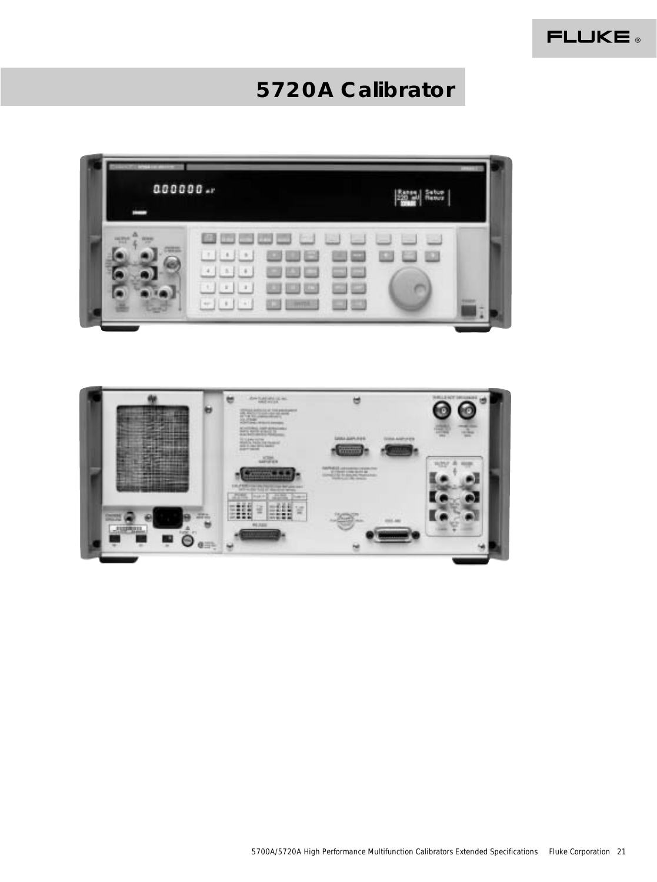# 5720A Calibrator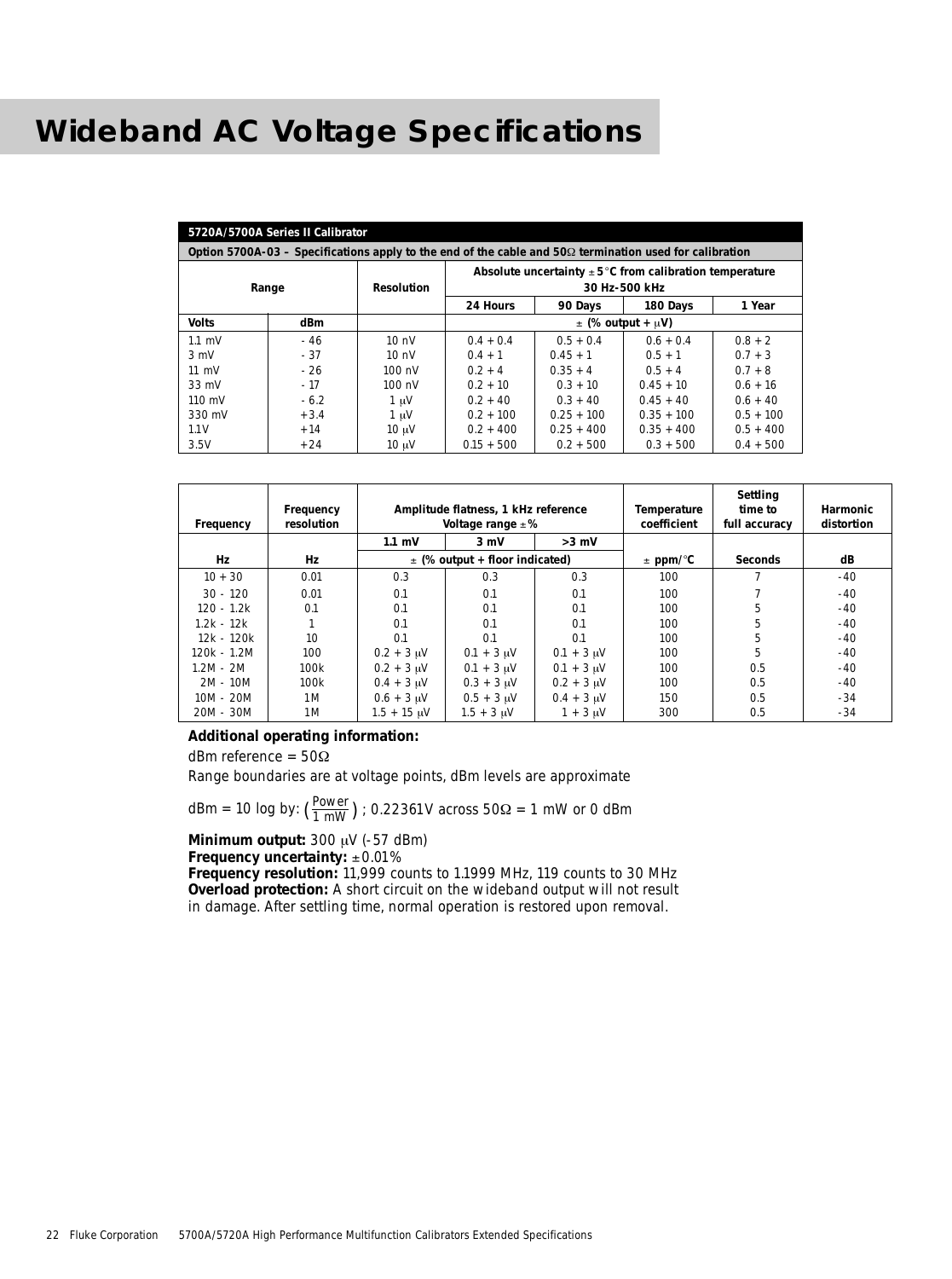# Wideband AC Voltage Specifications

| 5720A/5700A Series II Calibrator | | | | | | |
|---|---|---|---|---|---|---|
| Option 5700A-03 – Specifications apply to the end of the cable and 50Ω termination used for calibration | | | | | | |
| Range | | Resolution | Absolute uncertainty ±5°C from calibration temperature 30 Hz-500 kHz | | | |
| | | | 24 Hours | 90 Days | 180 Days | 1 Year |
| Volts | dBm | | ± (% output + μV) | | | |
| 1.1 mV | -46 | 10 nV | 0.4 + 0.4 | 0.5 + 0.4 | 0.6 + 0.4 | 0.8 + 2 |
| 3 mV | -37 | 10 nV | 0.4 + 1 | 0.45 + 1 | 0.5 + 1 | 0.7 + 3 |
| 11 mV | -26 | 100 nV | 0.2 + 4 | 0.35 + 4 | 0.5 + 4 | 0.7 + 8 |
| 33 mV | -17 | 100 nV | 0.2 + 10 | 0.3 + 10 | 0.45 + 10 | 0.6 + 16 |
| 110 mV | -6.2 | 1 μV | 0.2 + 40 | 0.3 + 40 | 0.45 + 40 | 0.6 + 40 |
| 330 mV | +3.4 | 1 μV | 0.2 + 100 | 0.25 + 100 | 0.35 + 100 | 0.5 + 100 |
| 1.1V | +14 | 10 μV | 0.2 + 400 | 0.25 + 400 | 0.35 + 400 | 0.5 + 400 |
| 3.5V | +24 | 10 μV | 0.15 + 500 | 0.2 + 500 | 0.3 + 500 | 0.4 + 500 |

| Frequency | Frequency resolution | Amplitude flatness, 1 kHz reference Voltage range ±% | | | Temperature coefficient | Settling time to full accuracy | Harmonic distortion |
|---|---|---|---|---|---|---|---|
| | | 1.1 mV | 3 mV | >3 mV | | | |
| Hz | Hz | ± (% output + floor indicated) | | | ± ppm/°C | Seconds | dB |
| 10 + 30 | 0.01 | 0.3 | 0.3 | 0.3 | 100 | 7 | -40 |
| 30 - 120 | 0.01 | 0.1 | 0.1 | 0.1 | 100 | 7 | -40 |
| 120 - 1.2k | 0.1 | 0.1 | 0.1 | 0.1 | 100 | 5 | -40 |
| 1.2k - 12k | 1 | 0.1 | 0.1 | 0.1 | 100 | 5 | -40 |
| 12k - 120k | 10 | 0.1 | 0.1 | 0.1 | 100 | 5 | -40 |
| 120k - 1.2M | 100 | 0.2 + 3 μV | 0.1 + 3 μV | 0.1 + 3 μV | 100 | 5 | -40 |
| 1.2M - 2M | 100k | 0.2 + 3 μV | 0.1 + 3 μV | 0.1 + 3 μV | 100 | 0.5 | -40 |
| 2M - 10M | 100k | 0.4 + 3 μV | 0.3 + 3 μV | 0.2 + 3 μV | 100 | 0.5 | -40 |
| 10M - 20M | 1M | 0.6 + 3 μV | 0.5 + 3 μV | 0.4 + 3 μV | 150 | 0.5 | -34 |
| 20M - 30M | 1M | 1.5 + 15 μV | 1.5 + 3 μV | 1 + 3 μV | 300 | 0.5 | -34 |

**Additional operating information:**

dBm reference = 50Ω

Range boundaries are at voltage points, dBm levels are approximate

dBm = 10 log by: $\left(\frac{\text{Power}}{1\text{ mW}}\right)$ ; 0.22361V across 50Ω = 1 mW or 0 dBm

**Minimum output:** 300 μV (-57 dBm)
**Frequency uncertainty:** ±0.01%
**Frequency resolution:** 11,999 counts to 1.1999 MHz, 119 counts to 30 MHz
**Overload protection:** A short circuit on the wideband output will not result in damage. After settling time, normal operation is restored upon removal.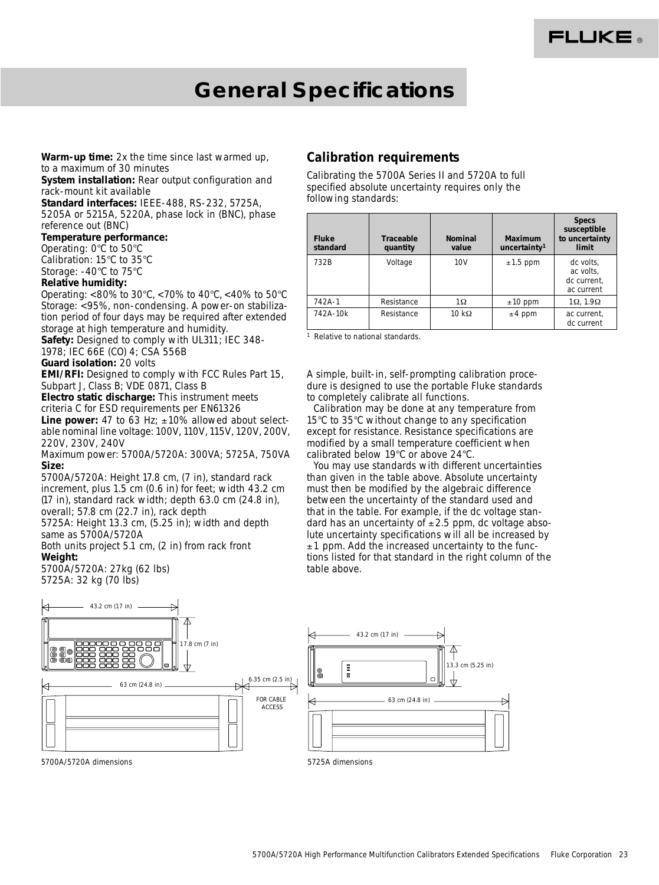# General Specifications

**Warm-up time:** 2x the time since last warmed up, to a maximum of 30 minutes

**System installation:** Rear output configuration and rack-mount kit available

**Standard interfaces:** IEEE-488, RS-232, 5725A, 5205A or 5215A, 5220A, phase lock in (BNC), phase reference out (BNC)

**Temperature performance:**

Operating: 0°C to 50°C

Calibration: 15°C to 35°C

Storage: -40°C to 75°C

**Relative humidity:**

Operating: <80% to 30°C, <70% to 40°C, <40% to 50°C

Storage: <95%, non-condensing. A power-on stabilization period of four days may be required after extended storage at high temperature and humidity.

**Safety:** Designed to comply with UL311; IEC 348-1978; IEC 66E (CO) 4; CSA 556B

**Guard isolation:** 20 volts

**EMI/RFI:** Designed to comply with FCC Rules Part 15, Subpart J, Class B; VDE 0871, Class B

**Electro static discharge:** This instrument meets criteria C for ESD requirements per EN61326

**Line power:** 47 to 63 Hz; ±10% allowed about selectable nominal line voltage: 100V, 110V, 115V, 120V, 200V, 220V, 230V, 240V

Maximum power: 5700A/5720A: 300VA; 5725A, 750VA

**Size:**

5700A/5720A: Height 17.8 cm, (7 in), standard rack increment, plus 1.5 cm (0.6 in) for feet; width 43.2 cm (17 in), standard rack width; depth 63.0 cm (24.8 in), overall; 57.8 cm (22.7 in), rack depth

5725A: Height 13.3 cm, (5.25 in); width and depth same as 5700A/5720A

Both units project 5.1 cm, (2 in) from rack front

**Weight:**

5700A/5720A: 27kg (62 lbs)

5725A: 32 kg (70 lbs)

## Calibration requirements

Calibrating the 5700A Series II and 5720A to full specified absolute uncertainty requires only the following standards:

| Fluke standard | Traceable quantity | Nominal value | Maximum uncertainty[1] | Specs susceptible to uncertainty limit |
|---|---|---|---|---|
| 732B | Voltage | 10V | ±1.5 ppm | dc volts, ac volts, dc current, ac current |
| 742A-1 | Resistance | 1Ω | ±10 ppm | 1Ω, 1.9Ω |
| 742A-10k | Resistance | 10 kΩ | ±4 ppm | ac current, dc current |

[1] Relative to national standards.

A simple, built-in, self-prompting calibration procedure is designed to use the portable Fluke standards to completely calibrate all functions.

Calibration may be done at any temperature from 15°C to 35°C without change to any specification except for resistance. Resistance specifications are modified by a small temperature coefficient when calibrated below 19°C or above 24°C.

You may use standards with different uncertainties than given in the table above. Absolute uncertainty must then be modified by the algebraic difference between the uncertainty of the standard used and that in the table. For example, if the dc voltage standard has an uncertainty of ±2.5 ppm, dc voltage absolute uncertainty specifications will all be increased by ±1 ppm. Add the increased uncertainty to the functions listed for that standard in the right column of the table above.

43.2 cm (17 in)

17.8 cm (7 in)

63 cm (24.8 in)

6.35 cm (2.5 in)

FOR CABLE ACCESS

5700A/5720A dimensions

43.2 cm (17 in)

13.3 cm (5.25 in)

63 cm (24.8 in)

5725A dimensions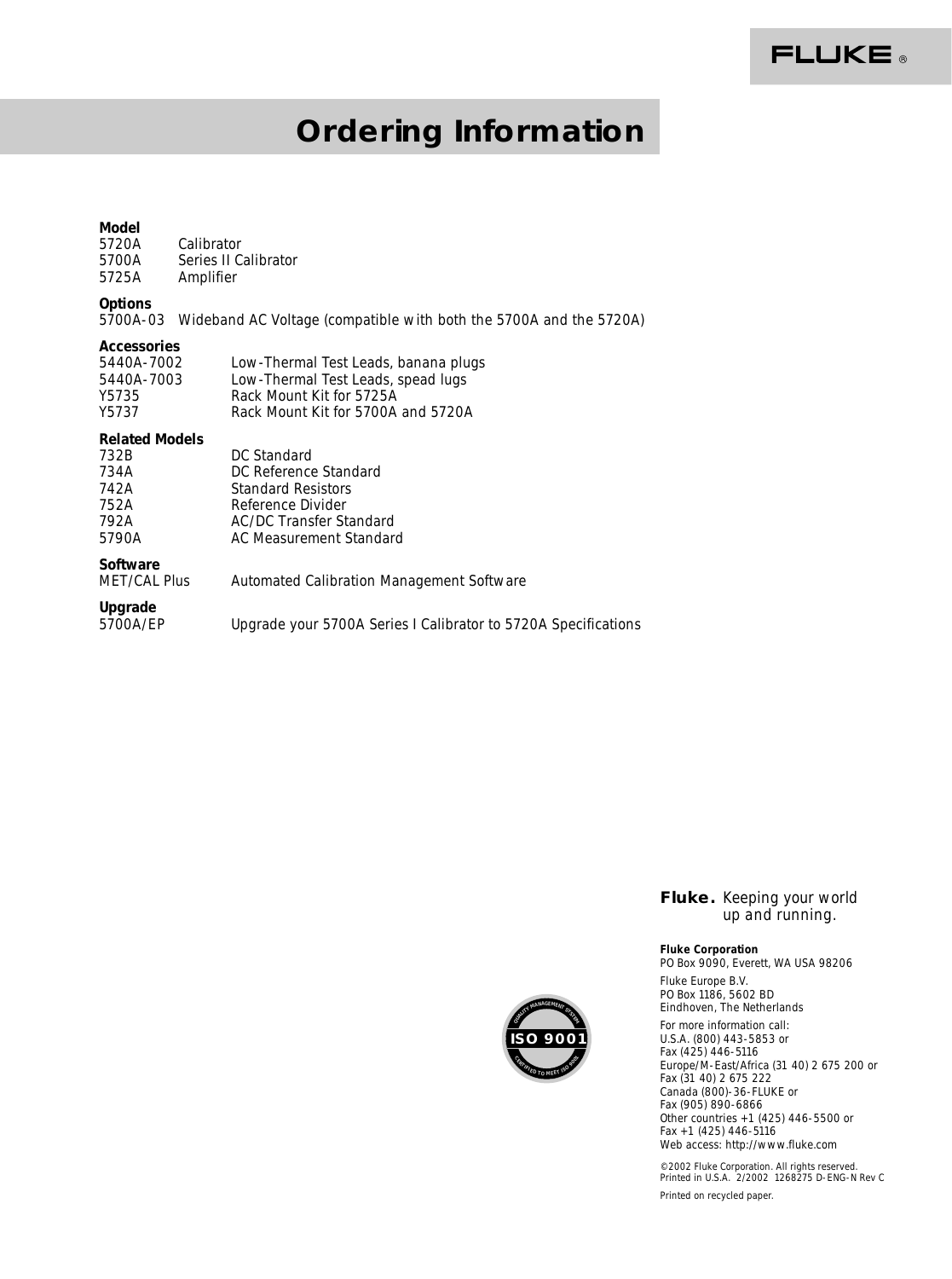# Ordering Information

**Model**

| | |
|---|---|
| 5720A | Calibrator |
| 5700A | Series II Calibrator |
| 5725A | Amplifier |

**Options**

5700A-03 Wideband AC Voltage (compatible with both the 5700A and the 5720A)

**Accessories**

| | |
|---|---|
| 5440A-7002 | Low-Thermal Test Leads, banana plugs |
| 5440A-7003 | Low-Thermal Test Leads, spead lugs |
| Y5735 | Rack Mount Kit for 5725A |
| Y5737 | Rack Mount Kit for 5700A and 5720A |

**Related Models**

| | |
|---|---|
| 732B | DC Standard |
| 734A | DC Reference Standard |
| 742A | Standard Resistors |
| 752A | Reference Divider |
| 792A | AC/DC Transfer Standard |
| 5790A | AC Measurement Standard |

**Software**

MET/CAL Plus Automated Calibration Management Software

**Upgrade**

5700A/EP Upgrade your 5700A Series I Calibrator to 5720A Specifications

**Fluke.** Keeping your world up and running.

ISO 9001

**Fluke Corporation**
PO Box 9090, Everett, WA USA 98206

Fluke Europe B.V.
PO Box 1186, 5602 BD
Eindhoven, The Netherlands

For more information call:
U.S.A. (800) 443-5853 or
Fax (425) 446-5116
Europe/M-East/Africa (31 40) 2 675 200 or
Fax (31 40) 2 675 222
Canada (800)-36-FLUKE or
Fax (905) 890-6866
Other countries +1 (425) 446-5500 or
Fax +1 (425) 446-5116
Web access: http://www.fluke.com

©2002 Fluke Corporation. All rights reserved.
Printed in U.S.A. 2/2002 1268275 D-ENG-N Rev C

Printed on recycled paper.